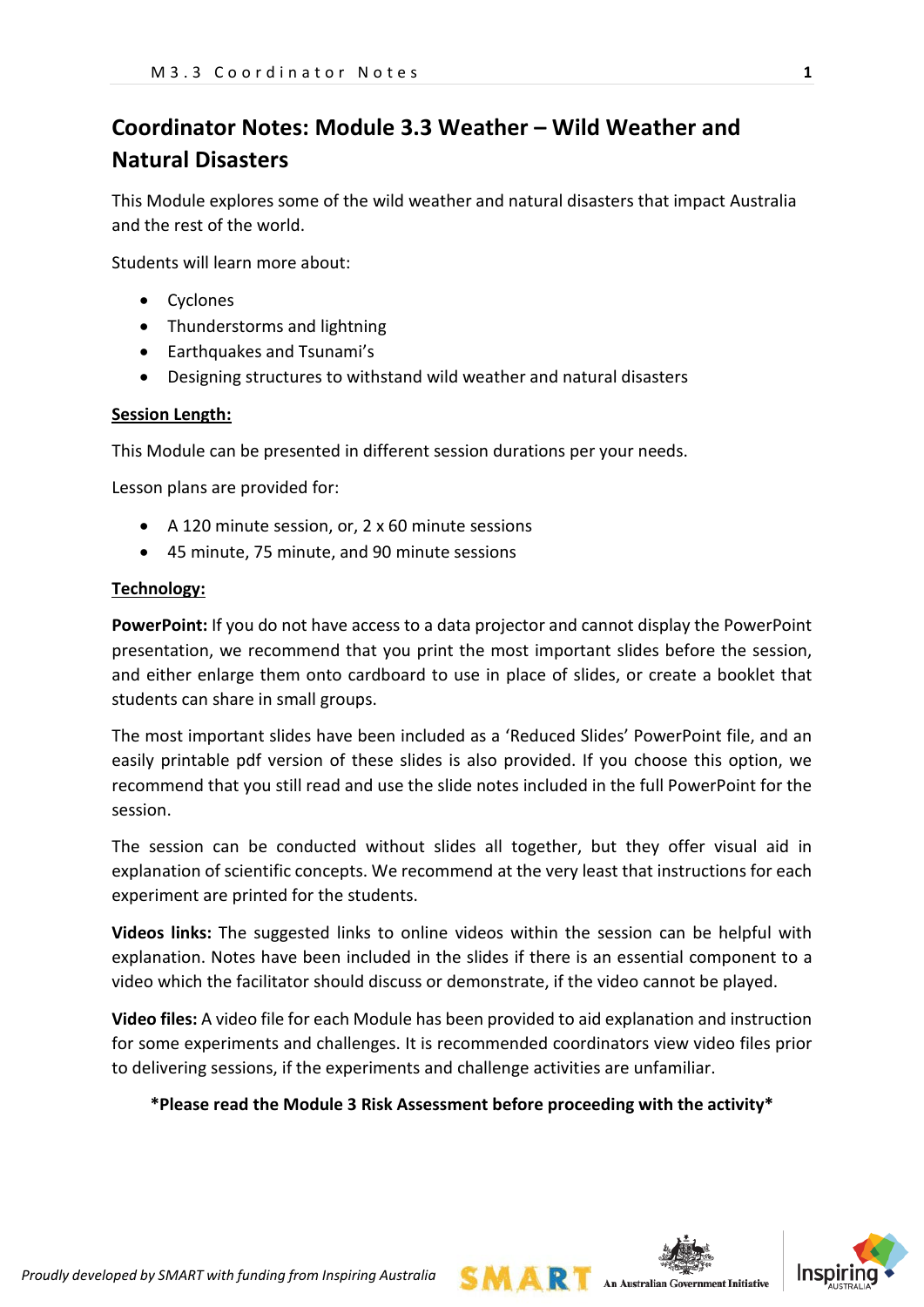# Coordinator Notes: Module 3.3 Weather – Wild Weather and Natural Disasters

This Module explores some of the wild weather and natural disasters that impact Australia and the rest of the world.

Students will learn more about:

- Cyclones
- Thunderstorms and lightning
- Earthquakes and Tsunami's
- Designing structures to withstand wild weather and natural disasters

**Session Length:**

This Module can be presented in different session durations per your needs.

Lesson plans are provided for:

- A 120 minute session, or, 2 x 60 minute sessions
- 45 minute, 75 minute, and 90 minute sessions

**Technology:**

**PowerPoint:** If you do not have access to a data projector and cannot display the PowerPoint presentation, we recommend that you print the most important slides before the session, and either enlarge them onto cardboard to use in place of slides, or create a booklet that students can share in small groups.

The most important slides have been included as a 'Reduced Slides' PowerPoint file, and an easily printable pdf version of these slides is also provided. If you choose this option, we recommend that you still read and use the slide notes included in the full PowerPoint for the session.

The session can be conducted without slides all together, but they offer visual aid in explanation of scientific concepts. We recommend at the very least that instructions for each experiment are printed for the students.

**Videos links:** The suggested links to online videos within the session can be helpful with explanation. Notes have been included in the slides if there is an essential component to a video which the facilitator should discuss or demonstrate, if the video cannot be played.

**Video files:** A video file for each Module has been provided to aid explanation and instruction for some experiments and challenges. It is recommended coordinators view video files prior to delivering sessions, if the experiments and challenge activities are unfamiliar.

**\*Please read the Module 3 Risk Assessment before proceeding with the activity\***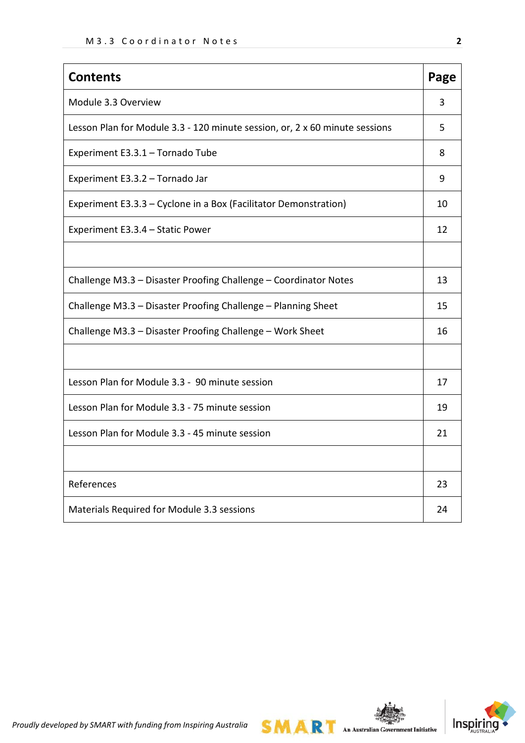| Contents | Page |
|---|---|
| Module 3.3 Overview | 3 |
| Lesson Plan for Module 3.3 - 120 minute session, or, 2 x 60 minute sessions | 5 |
| Experiment E3.3.1 – Tornado Tube | 8 |
| Experiment E3.3.2 – Tornado Jar | 9 |
| Experiment E3.3.3 – Cyclone in a Box (Facilitator Demonstration) | 10 |
| Experiment E3.3.4 – Static Power | 12 |
| | |
| Challenge M3.3 – Disaster Proofing Challenge – Coordinator Notes | 13 |
| Challenge M3.3 – Disaster Proofing Challenge – Planning Sheet | 15 |
| Challenge M3.3 – Disaster Proofing Challenge – Work Sheet | 16 |
| | |
| Lesson Plan for Module 3.3 - 90 minute session | 17 |
| Lesson Plan for Module 3.3 - 75 minute session | 19 |
| Lesson Plan for Module 3.3 - 45 minute session | 21 |
| | |
| References | 23 |
| Materials Required for Module 3.3 sessions | 24 |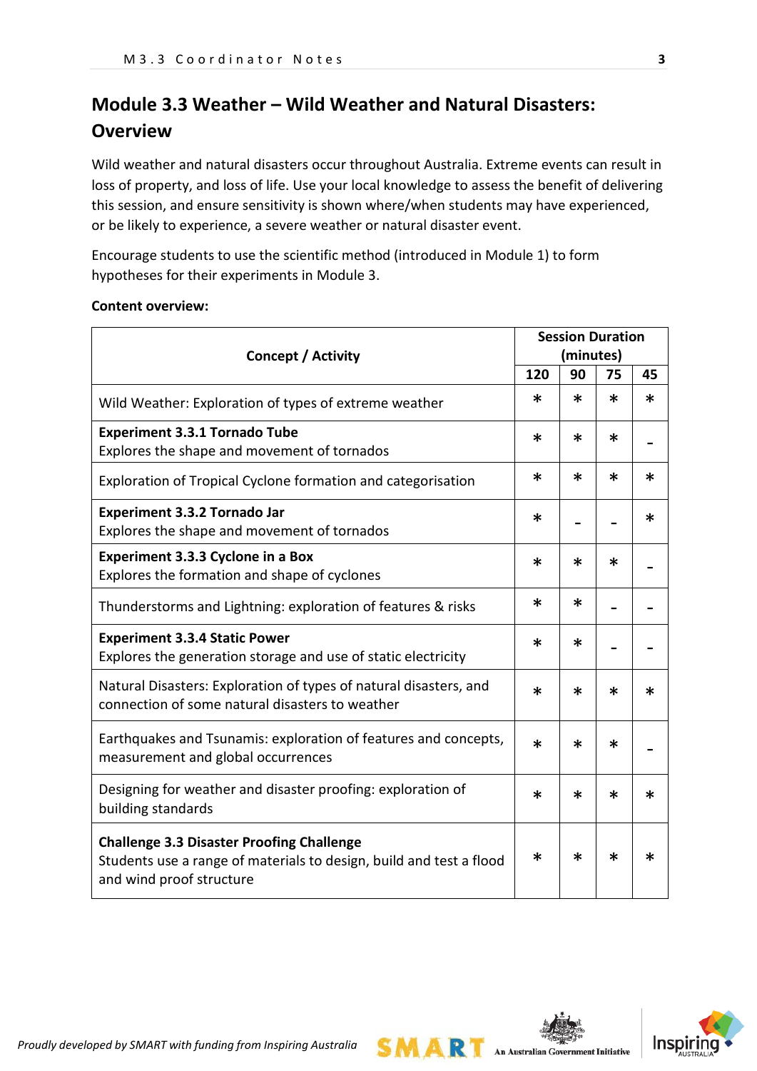# Module 3.3 Weather – Wild Weather and Natural Disasters: Overview

Wild weather and natural disasters occur throughout Australia. Extreme events can result in loss of property, and loss of life. Use your local knowledge to assess the benefit of delivering this session, and ensure sensitivity is shown where/when students may have experienced, or be likely to experience, a severe weather or natural disaster event.

Encourage students to use the scientific method (introduced in Module 1) to form hypotheses for their experiments in Module 3.

**Content overview:**

| Concept / Activity | Session Duration (minutes) | | | |
|---|---|---|---|---|
| | 120 | 90 | 75 | 45 |
| Wild Weather: Exploration of types of extreme weather | * | * | * | * |
| **Experiment 3.3.1 Tornado Tube**<br>Explores the shape and movement of tornados | * | * | * | - |
| Exploration of Tropical Cyclone formation and categorisation | * | * | * | * |
| **Experiment 3.3.2 Tornado Jar**<br>Explores the shape and movement of tornados | * | - | - | * |
| **Experiment 3.3.3 Cyclone in a Box**<br>Explores the formation and shape of cyclones | * | * | * | - |
| Thunderstorms and Lightning: exploration of features & risks | * | * | - | - |
| **Experiment 3.3.4 Static Power**<br>Explores the generation storage and use of static electricity | * | * | - | - |
| Natural Disasters: Exploration of types of natural disasters, and connection of some natural disasters to weather | * | * | * | * |
| Earthquakes and Tsunamis: exploration of features and concepts, measurement and global occurrences | * | * | * | - |
| Designing for weather and disaster proofing: exploration of building standards | * | * | * | * |
| **Challenge 3.3 Disaster Proofing Challenge**<br>Students use a range of materials to design, build and test a flood and wind proof structure | * | * | * | * |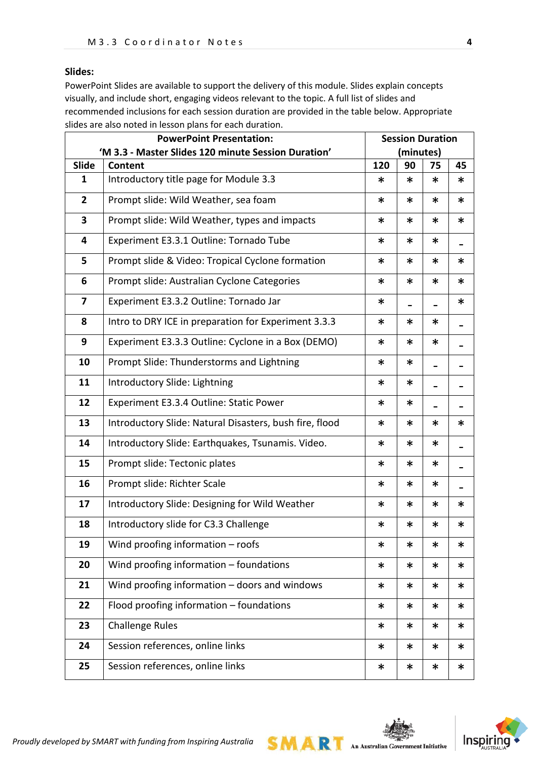**Slides:**

PowerPoint Slides are available to support the delivery of this module. Slides explain concepts visually, and include short, engaging videos relevant to the topic. A full list of slides and recommended inclusions for each session duration are provided in the table below. Appropriate slides are also noted in lesson plans for each duration.

| PowerPoint Presentation: 'M 3.3 - Master Slides 120 minute Session Duration' | | Session Duration (minutes) | | | |
|---|---|---|---|---|---|
| **Slide** | **Content** | **120** | **90** | **75** | **45** |
| **1** | Introductory title page for Module 3.3 | * | * | * | * |
| **2** | Prompt slide: Wild Weather, sea foam | * | * | * | * |
| **3** | Prompt slide: Wild Weather, types and impacts | * | * | * | * |
| **4** | Experiment E3.3.1 Outline: Tornado Tube | * | * | * | - |
| **5** | Prompt slide & Video: Tropical Cyclone formation | * | * | * | * |
| **6** | Prompt slide: Australian Cyclone Categories | * | * | * | * |
| **7** | Experiment E3.3.2 Outline: Tornado Jar | * | - | - | * |
| **8** | Intro to DRY ICE in preparation for Experiment 3.3.3 | * | * | * | - |
| **9** | Experiment E3.3.3 Outline: Cyclone in a Box (DEMO) | * | * | * | - |
| **10** | Prompt Slide: Thunderstorms and Lightning | * | * | - | - |
| **11** | Introductory Slide: Lightning | * | * | - | - |
| **12** | Experiment E3.3.4 Outline: Static Power | * | * | - | - |
| **13** | Introductory Slide: Natural Disasters, bush fire, flood | * | * | * | * |
| **14** | Introductory Slide: Earthquakes, Tsunamis. Video. | * | * | * | - |
| **15** | Prompt slide: Tectonic plates | * | * | * | - |
| **16** | Prompt slide: Richter Scale | * | * | * | - |
| **17** | Introductory Slide: Designing for Wild Weather | * | * | * | * |
| **18** | Introductory slide for C3.3 Challenge | * | * | * | * |
| **19** | Wind proofing information – roofs | * | * | * | * |
| **20** | Wind proofing information – foundations | * | * | * | * |
| **21** | Wind proofing information – doors and windows | * | * | * | * |
| **22** | Flood proofing information – foundations | * | * | * | * |
| **23** | Challenge Rules | * | * | * | * |
| **24** | Session references, online links | * | * | * | * |
| **25** | Session references, online links | * | * | * | * |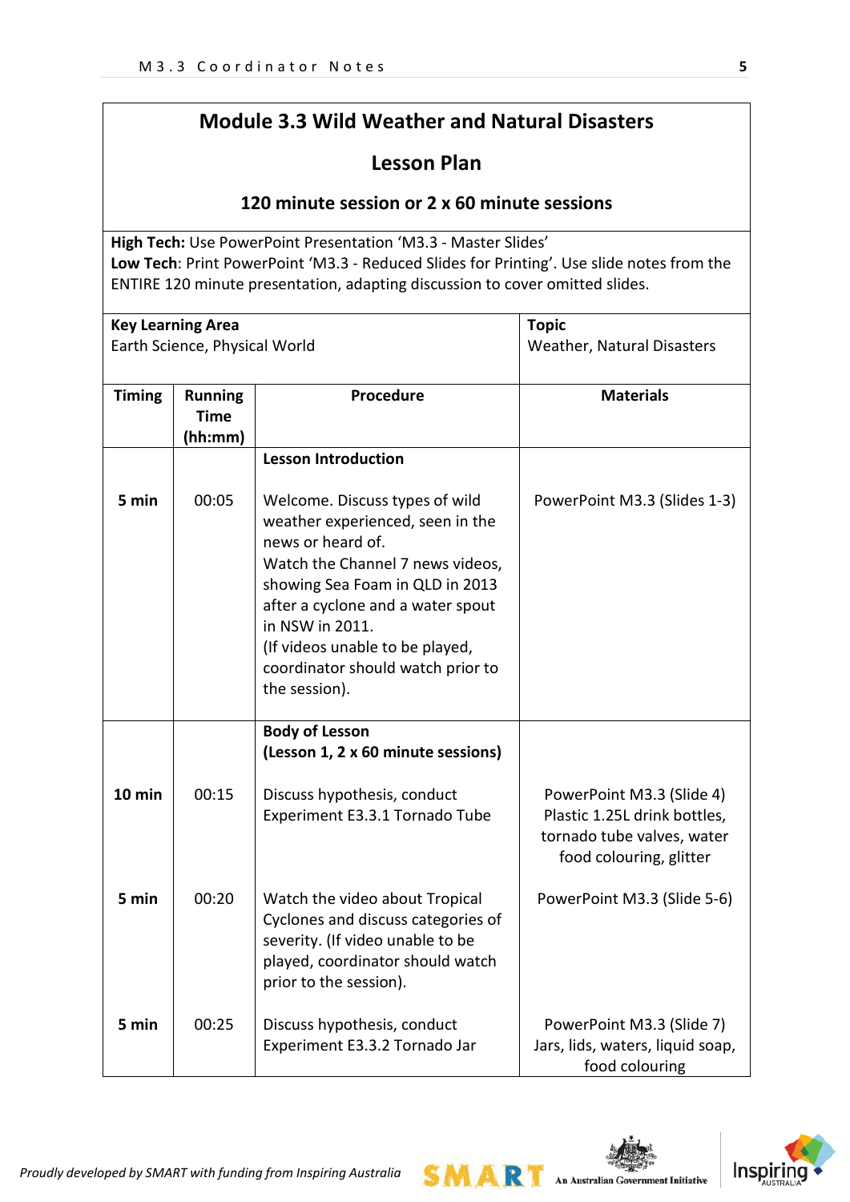# Module 3.3 Wild Weather and Natural Disasters

## Lesson Plan

### 120 minute session or 2 x 60 minute sessions

**High Tech:** Use PowerPoint Presentation 'M3.3 - Master Slides'
**Low Tech**: Print PowerPoint 'M3.3 - Reduced Slides for Printing'. Use slide notes from the ENTIRE 120 minute presentation, adapting discussion to cover omitted slides.

| **Key Learning Area** | **Topic** |
|---|---|
| Earth Science, Physical World | Weather, Natural Disasters |

| Timing | Running Time (hh:mm) | Procedure | Materials |
|---|---|---|---|
| | | **Lesson Introduction** | |
| 5 min | 00:05 | Welcome. Discuss types of wild weather experienced, seen in the news or heard of. Watch the Channel 7 news videos, showing Sea Foam in QLD in 2013 after a cyclone and a water spout in NSW in 2011. (If videos unable to be played, coordinator should watch prior to the session). | PowerPoint M3.3 (Slides 1-3) |
| | | **Body of Lesson (Lesson 1, 2 x 60 minute sessions)** | |
| 10 min | 00:15 | Discuss hypothesis, conduct Experiment E3.3.1 Tornado Tube | PowerPoint M3.3 (Slide 4) Plastic 1.25L drink bottles, tornado tube valves, water food colouring, glitter |
| 5 min | 00:20 | Watch the video about Tropical Cyclones and discuss categories of severity. (If video unable to be played, coordinator should watch prior to the session). | PowerPoint M3.3 (Slide 5-6) |
| 5 min | 00:25 | Discuss hypothesis, conduct Experiment E3.3.2 Tornado Jar | PowerPoint M3.3 (Slide 7) Jars, lids, waters, liquid soap, food colouring |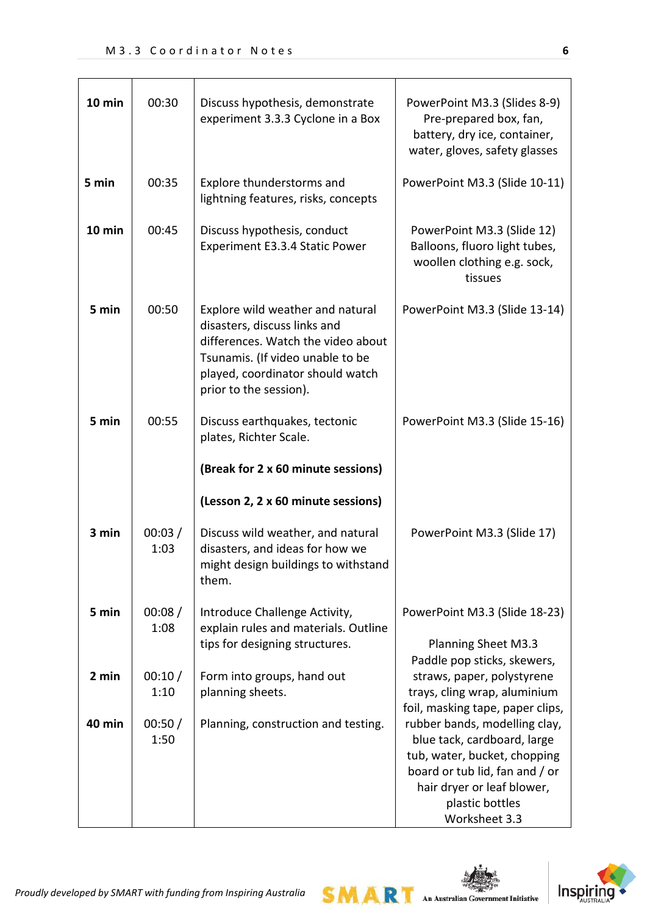| | | | |
|---|---|---|---|
| **10 min** | 00:30 | Discuss hypothesis, demonstrate experiment 3.3.3 Cyclone in a Box | PowerPoint M3.3 (Slides 8-9) Pre-prepared box, fan, battery, dry ice, container, water, gloves, safety glasses |
| **5 min** | 00:35 | Explore thunderstorms and lightning features, risks, concepts | PowerPoint M3.3 (Slide 10-11) |
| **10 min** | 00:45 | Discuss hypothesis, conduct Experiment E3.3.4 Static Power | PowerPoint M3.3 (Slide 12) Balloons, fluoro light tubes, woollen clothing e.g. sock, tissues |
| **5 min** | 00:50 | Explore wild weather and natural disasters, discuss links and differences. Watch the video about Tsunamis. (If video unable to be played, coordinator should watch prior to the session). | PowerPoint M3.3 (Slide 13-14) |
| **5 min** | 00:55 | Discuss earthquakes, tectonic plates, Richter Scale.<br><br>**(Break for 2 x 60 minute sessions)**<br><br>**(Lesson 2, 2 x 60 minute sessions)** | PowerPoint M3.3 (Slide 15-16) |
| **3 min** | 00:03 / 1:03 | Discuss wild weather, and natural disasters, and ideas for how we might design buildings to withstand them. | PowerPoint M3.3 (Slide 17) |
| **5 min** | 00:08 / 1:08 | Introduce Challenge Activity, explain rules and materials. Outline tips for designing structures. | PowerPoint M3.3 (Slide 18-23)<br><br>Planning Sheet M3.3 Paddle pop sticks, skewers, straws, paper, polystyrene trays, cling wrap, aluminium foil, masking tape, paper clips, rubber bands, modelling clay, blue tack, cardboard, large tub, water, bucket, chopping board or tub lid, fan and / or hair dryer or leaf blower, plastic bottles Worksheet 3.3 |
| **2 min** | 00:10 / 1:10 | Form into groups, hand out planning sheets. | |
| **40 min** | 00:50 / 1:50 | Planning, construction and testing. | |

*Proudly developed by SMART with funding from Inspiring Australia*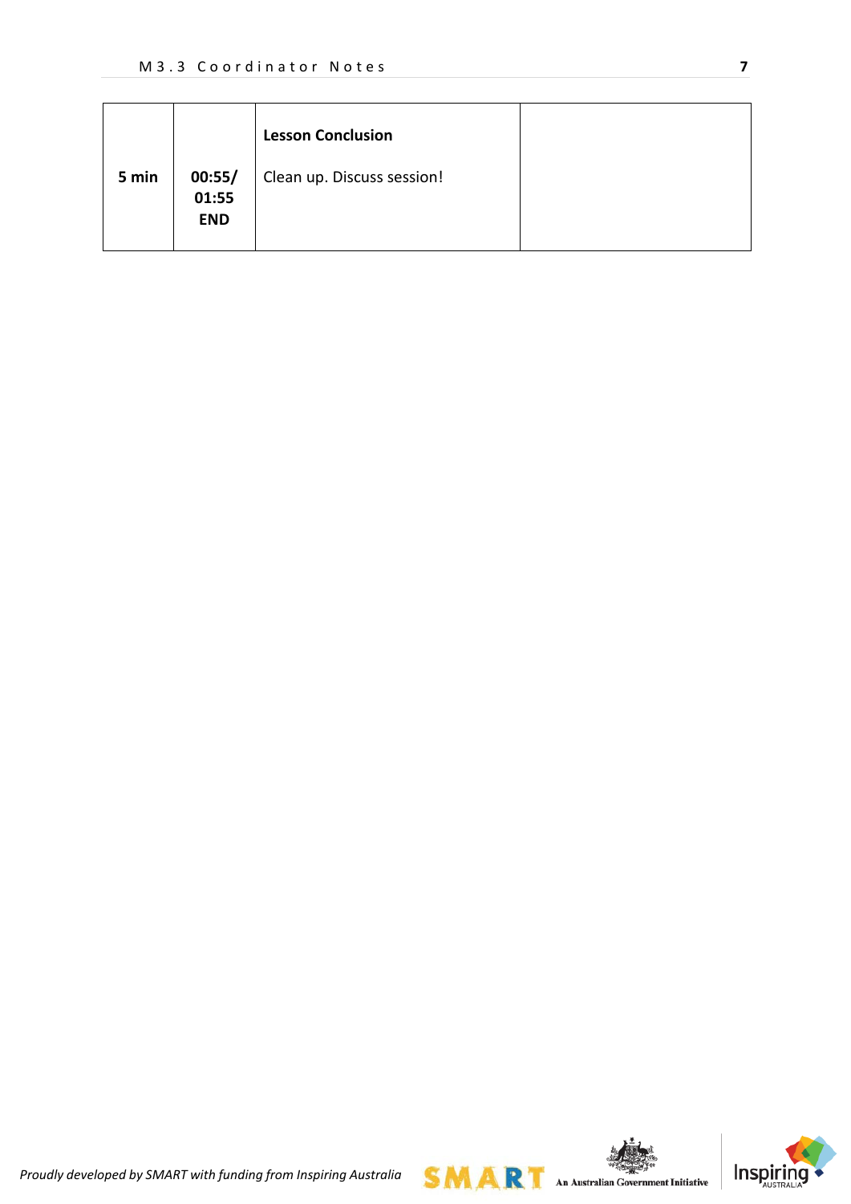| 5 min | 00:55/ 01:55 END | **Lesson Conclusion**<br><br>Clean up. Discuss session! | |
|---|---|---|---|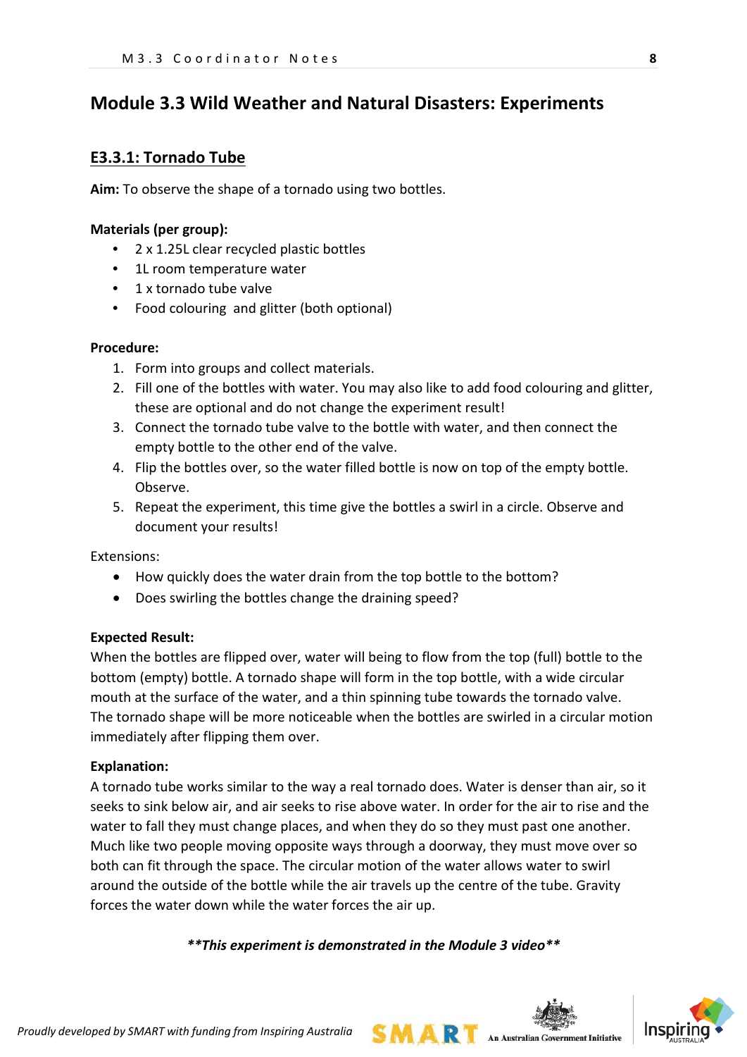# Module 3.3 Wild Weather and Natural Disasters: Experiments

## E3.3.1: Tornado Tube

**Aim:** To observe the shape of a tornado using two bottles.

**Materials (per group):**

- 2 x 1.25L clear recycled plastic bottles
- 1L room temperature water
- 1 x tornado tube valve
- Food colouring and glitter (both optional)

**Procedure:**

1. Form into groups and collect materials.
2. Fill one of the bottles with water. You may also like to add food colouring and glitter, these are optional and do not change the experiment result!
3. Connect the tornado tube valve to the bottle with water, and then connect the empty bottle to the other end of the valve.
4. Flip the bottles over, so the water filled bottle is now on top of the empty bottle. Observe.
5. Repeat the experiment, this time give the bottles a swirl in a circle. Observe and document your results!

Extensions:

- How quickly does the water drain from the top bottle to the bottom?
- Does swirling the bottles change the draining speed?

**Expected Result:**

When the bottles are flipped over, water will being to flow from the top (full) bottle to the bottom (empty) bottle. A tornado shape will form in the top bottle, with a wide circular mouth at the surface of the water, and a thin spinning tube towards the tornado valve. The tornado shape will be more noticeable when the bottles are swirled in a circular motion immediately after flipping them over.

**Explanation:**

A tornado tube works similar to the way a real tornado does. Water is denser than air, so it seeks to sink below air, and air seeks to rise above water. In order for the air to rise and the water to fall they must change places, and when they do so they must past one another. Much like two people moving opposite ways through a doorway, they must move over so both can fit through the space. The circular motion of the water allows water to swirl around the outside of the bottle while the air travels up the centre of the tube. Gravity forces the water down while the water forces the air up.

***\*\*This experiment is demonstrated in the Module 3 video\*\****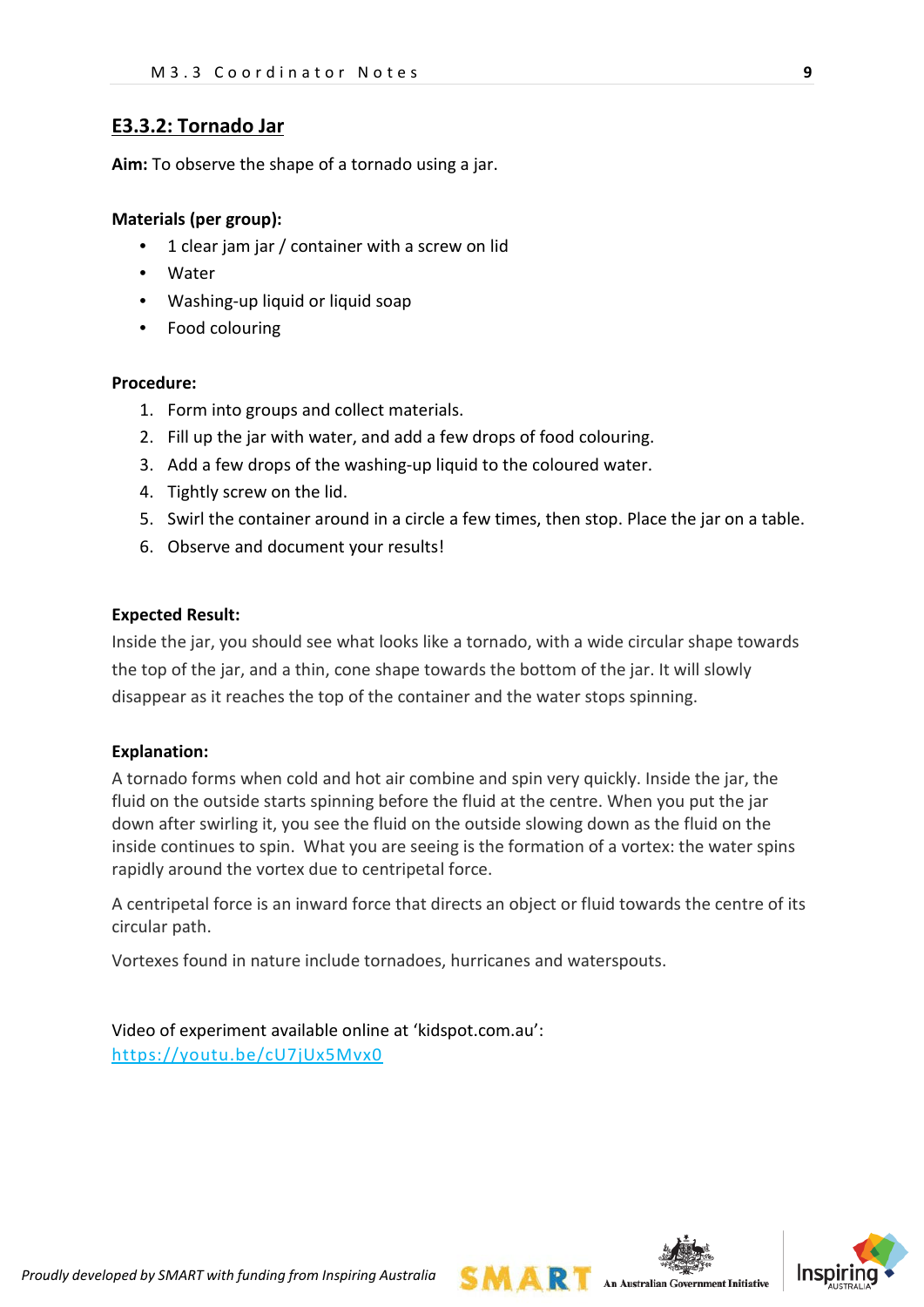## E3.3.2: Tornado Jar

**Aim:** To observe the shape of a tornado using a jar.

**Materials (per group):**

- 1 clear jam jar / container with a screw on lid
- Water
- Washing-up liquid or liquid soap
- Food colouring

**Procedure:**

1. Form into groups and collect materials.
2. Fill up the jar with water, and add a few drops of food colouring.
3. Add a few drops of the washing-up liquid to the coloured water.
4. Tightly screw on the lid.
5. Swirl the container around in a circle a few times, then stop. Place the jar on a table.
6. Observe and document your results!

**Expected Result:**

Inside the jar, you should see what looks like a tornado, with a wide circular shape towards the top of the jar, and a thin, cone shape towards the bottom of the jar. It will slowly disappear as it reaches the top of the container and the water stops spinning.

**Explanation:**

A tornado forms when cold and hot air combine and spin very quickly. Inside the jar, the fluid on the outside starts spinning before the fluid at the centre. When you put the jar down after swirling it, you see the fluid on the outside slowing down as the fluid on the inside continues to spin. What you are seeing is the formation of a vortex: the water spins rapidly around the vortex due to centripetal force.

A centripetal force is an inward force that directs an object or fluid towards the centre of its circular path.

Vortexes found in nature include tornadoes, hurricanes and waterspouts.

Video of experiment available online at 'kidspot.com.au':
[https://youtu.be/cU7jUx5Mvx0](https://youtu.be/cU7jUx5Mvx0)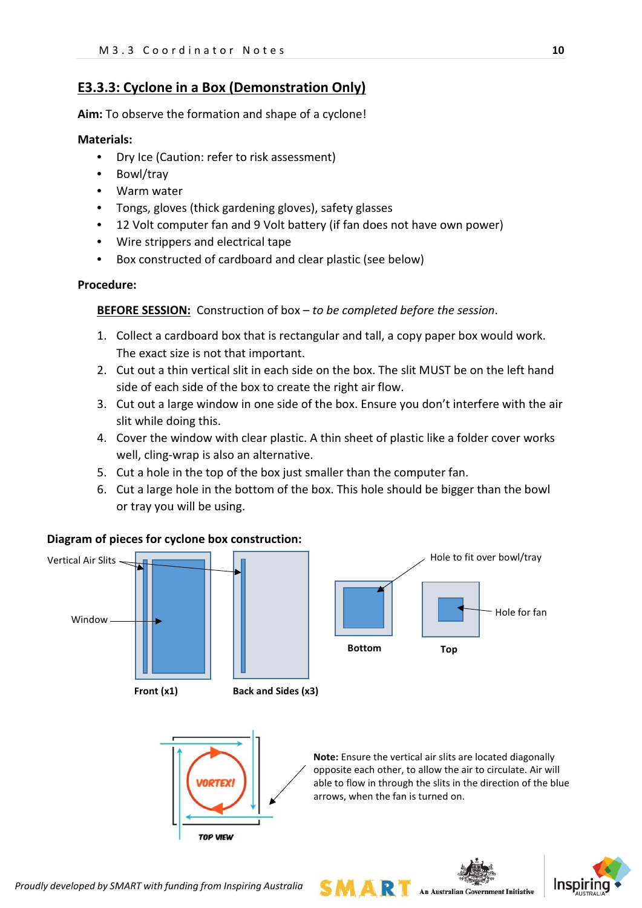## E3.3.3: Cyclone in a Box (Demonstration Only)

**Aim:** To observe the formation and shape of a cyclone!

**Materials:**

- Dry Ice (Caution: refer to risk assessment)
- Bowl/tray
- Warm water
- Tongs, gloves (thick gardening gloves), safety glasses
- 12 Volt computer fan and 9 Volt battery (if fan does not have own power)
- Wire strippers and electrical tape
- Box constructed of cardboard and clear plastic (see below)

**Procedure:**

**BEFORE SESSION:** Construction of box – *to be completed before the session*.

1. Collect a cardboard box that is rectangular and tall, a copy paper box would work. The exact size is not that important.
2. Cut out a thin vertical slit in each side on the box. The slit MUST be on the left hand side of each side of the box to create the right air flow.
3. Cut out a large window in one side of the box. Ensure you don't interfere with the air slit while doing this.
4. Cover the window with clear plastic. A thin sheet of plastic like a folder cover works well, cling-wrap is also an alternative.
5. Cut a hole in the top of the box just smaller than the computer fan.
6. Cut a large hole in the bottom of the box. This hole should be bigger than the bowl or tray you will be using.

**Diagram of pieces for cyclone box construction:**

Vertical Air Slits

Window

Front (x1)

Back and Sides (x3)

Hole to fit over bowl/tray

Bottom

Hole for fan

Top

VORTEX!

TOP VIEW

**Note:** Ensure the vertical air slits are located diagonally opposite each other, to allow the air to circulate. Air will able to flow in through the slits in the direction of the blue arrows, when the fan is turned on.

*Proudly developed by SMART with funding from Inspiring Australia*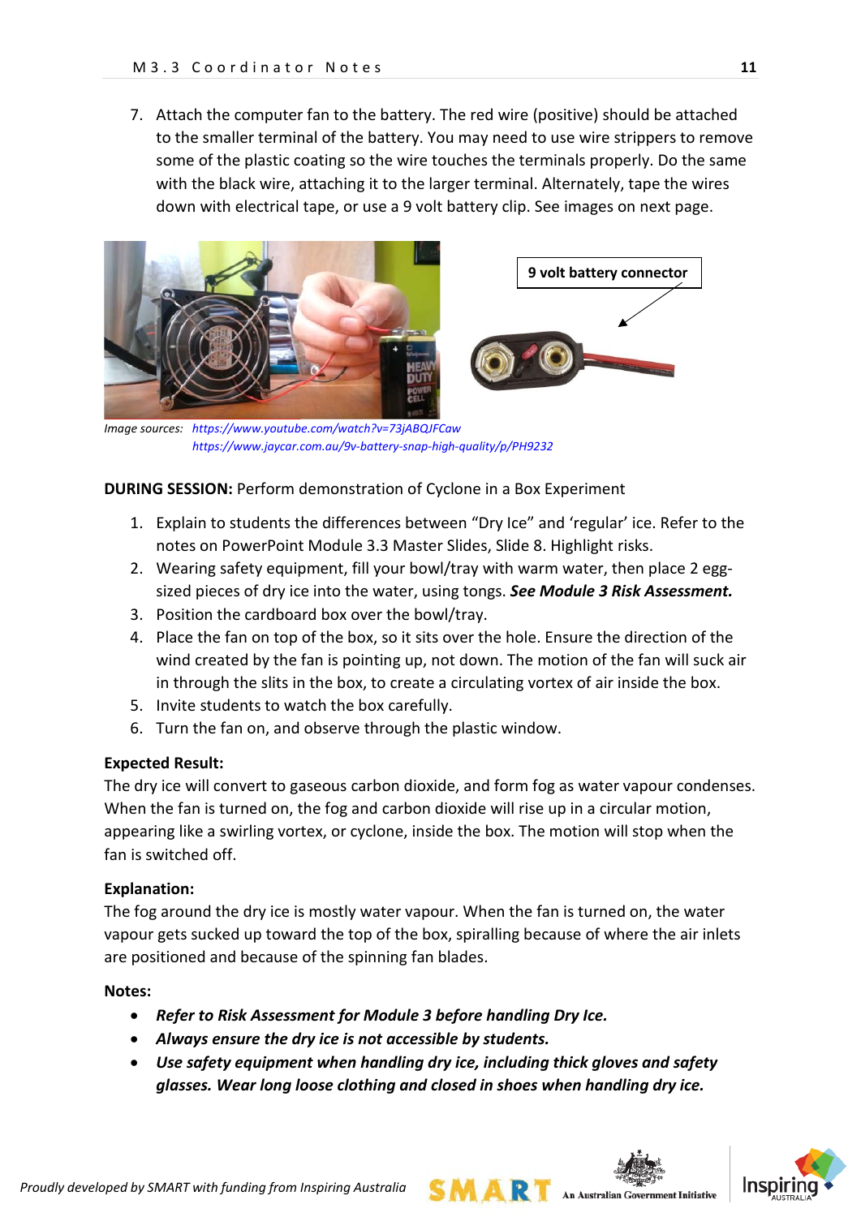7. Attach the computer fan to the battery. The red wire (positive) should be attached to the smaller terminal of the battery. You may need to use wire strippers to remove some of the plastic coating so the wire touches the terminals properly. Do the same with the black wire, attaching it to the larger terminal. Alternately, tape the wires down with electrical tape, or use a 9 volt battery clip. See images on next page.

**9 volt battery connector**

*Image sources:* *https://www.youtube.com/watch?v=73jABQJFCaw*
*https://www.jaycar.com.au/9v-battery-snap-high-quality/p/PH9232*

**DURING SESSION:** Perform demonstration of Cyclone in a Box Experiment

1. Explain to students the differences between "Dry Ice" and 'regular' ice. Refer to the notes on PowerPoint Module 3.3 Master Slides, Slide 8. Highlight risks.
2. Wearing safety equipment, fill your bowl/tray with warm water, then place 2 egg-sized pieces of dry ice into the water, using tongs. ***See Module 3 Risk Assessment.***
3. Position the cardboard box over the bowl/tray.
4. Place the fan on top of the box, so it sits over the hole. Ensure the direction of the wind created by the fan is pointing up, not down. The motion of the fan will suck air in through the slits in the box, to create a circulating vortex of air inside the box.
5. Invite students to watch the box carefully.
6. Turn the fan on, and observe through the plastic window.

**Expected Result:**

The dry ice will convert to gaseous carbon dioxide, and form fog as water vapour condenses. When the fan is turned on, the fog and carbon dioxide will rise up in a circular motion, appearing like a swirling vortex, or cyclone, inside the box. The motion will stop when the fan is switched off.

**Explanation:**

The fog around the dry ice is mostly water vapour. When the fan is turned on, the water vapour gets sucked up toward the top of the box, spiralling because of where the air inlets are positioned and because of the spinning fan blades.

**Notes:**

- ***Refer to Risk Assessment for Module 3 before handling Dry Ice.***
- ***Always ensure the dry ice is not accessible by students.***
- ***Use safety equipment when handling dry ice, including thick gloves and safety glasses. Wear long loose clothing and closed in shoes when handling dry ice.***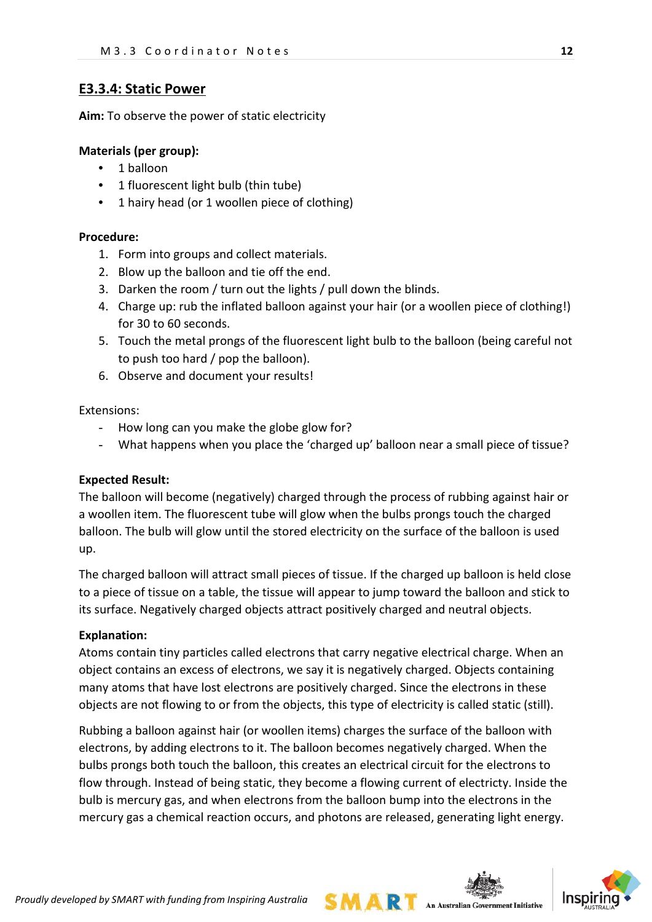## E3.3.4: Static Power

**Aim:** To observe the power of static electricity

**Materials (per group):**

- 1 balloon
- 1 fluorescent light bulb (thin tube)
- 1 hairy head (or 1 woollen piece of clothing)

**Procedure:**

1. Form into groups and collect materials.
2. Blow up the balloon and tie off the end.
3. Darken the room / turn out the lights / pull down the blinds.
4. Charge up: rub the inflated balloon against your hair (or a woollen piece of clothing!) for 30 to 60 seconds.
5. Touch the metal prongs of the fluorescent light bulb to the balloon (being careful not to push too hard / pop the balloon).
6. Observe and document your results!

Extensions:

- How long can you make the globe glow for?
- What happens when you place the 'charged up' balloon near a small piece of tissue?

**Expected Result:**

The balloon will become (negatively) charged through the process of rubbing against hair or a woollen item. The fluorescent tube will glow when the bulbs prongs touch the charged balloon. The bulb will glow until the stored electricity on the surface of the balloon is used up.

The charged balloon will attract small pieces of tissue. If the charged up balloon is held close to a piece of tissue on a table, the tissue will appear to jump toward the balloon and stick to its surface. Negatively charged objects attract positively charged and neutral objects.

**Explanation:**

Atoms contain tiny particles called electrons that carry negative electrical charge. When an object contains an excess of electrons, we say it is negatively charged. Objects containing many atoms that have lost electrons are positively charged. Since the electrons in these objects are not flowing to or from the objects, this type of electricity is called static (still).

Rubbing a balloon against hair (or woollen items) charges the surface of the balloon with electrons, by adding electrons to it. The balloon becomes negatively charged. When the bulbs prongs both touch the balloon, this creates an electrical circuit for the electrons to flow through. Instead of being static, they become a flowing current of electricty. Inside the bulb is mercury gas, and when electrons from the balloon bump into the electrons in the mercury gas a chemical reaction occurs, and photons are released, generating light energy.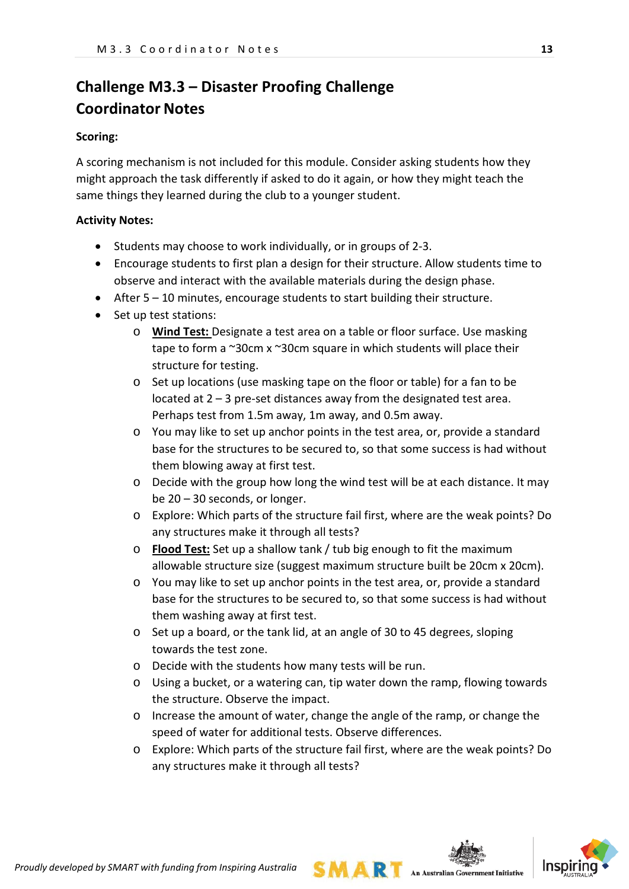# Challenge M3.3 – Disaster Proofing Challenge Coordinator Notes

**Scoring:**

A scoring mechanism is not included for this module. Consider asking students how they might approach the task differently if asked to do it again, or how they might teach the same things they learned during the club to a younger student.

**Activity Notes:**

- Students may choose to work individually, or in groups of 2-3.
- Encourage students to first plan a design for their structure. Allow students time to observe and interact with the available materials during the design phase.
- After 5 – 10 minutes, encourage students to start building their structure.
- Set up test stations:
  - **Wind Test:** Designate a test area on a table or floor surface. Use masking tape to form a ~30cm x ~30cm square in which students will place their structure for testing.
  - Set up locations (use masking tape on the floor or table) for a fan to be located at 2 – 3 pre-set distances away from the designated test area. Perhaps test from 1.5m away, 1m away, and 0.5m away.
  - You may like to set up anchor points in the test area, or, provide a standard base for the structures to be secured to, so that some success is had without them blowing away at first test.
  - Decide with the group how long the wind test will be at each distance. It may be 20 – 30 seconds, or longer.
  - Explore: Which parts of the structure fail first, where are the weak points? Do any structures make it through all tests?
  - **Flood Test:** Set up a shallow tank / tub big enough to fit the maximum allowable structure size (suggest maximum structure built be 20cm x 20cm).
  - You may like to set up anchor points in the test area, or, provide a standard base for the structures to be secured to, so that some success is had without them washing away at first test.
  - Set up a board, or the tank lid, at an angle of 30 to 45 degrees, sloping towards the test zone.
  - Decide with the students how many tests will be run.
  - Using a bucket, or a watering can, tip water down the ramp, flowing towards the structure. Observe the impact.
  - Increase the amount of water, change the angle of the ramp, or change the speed of water for additional tests. Observe differences.
  - Explore: Which parts of the structure fail first, where are the weak points? Do any structures make it through all tests?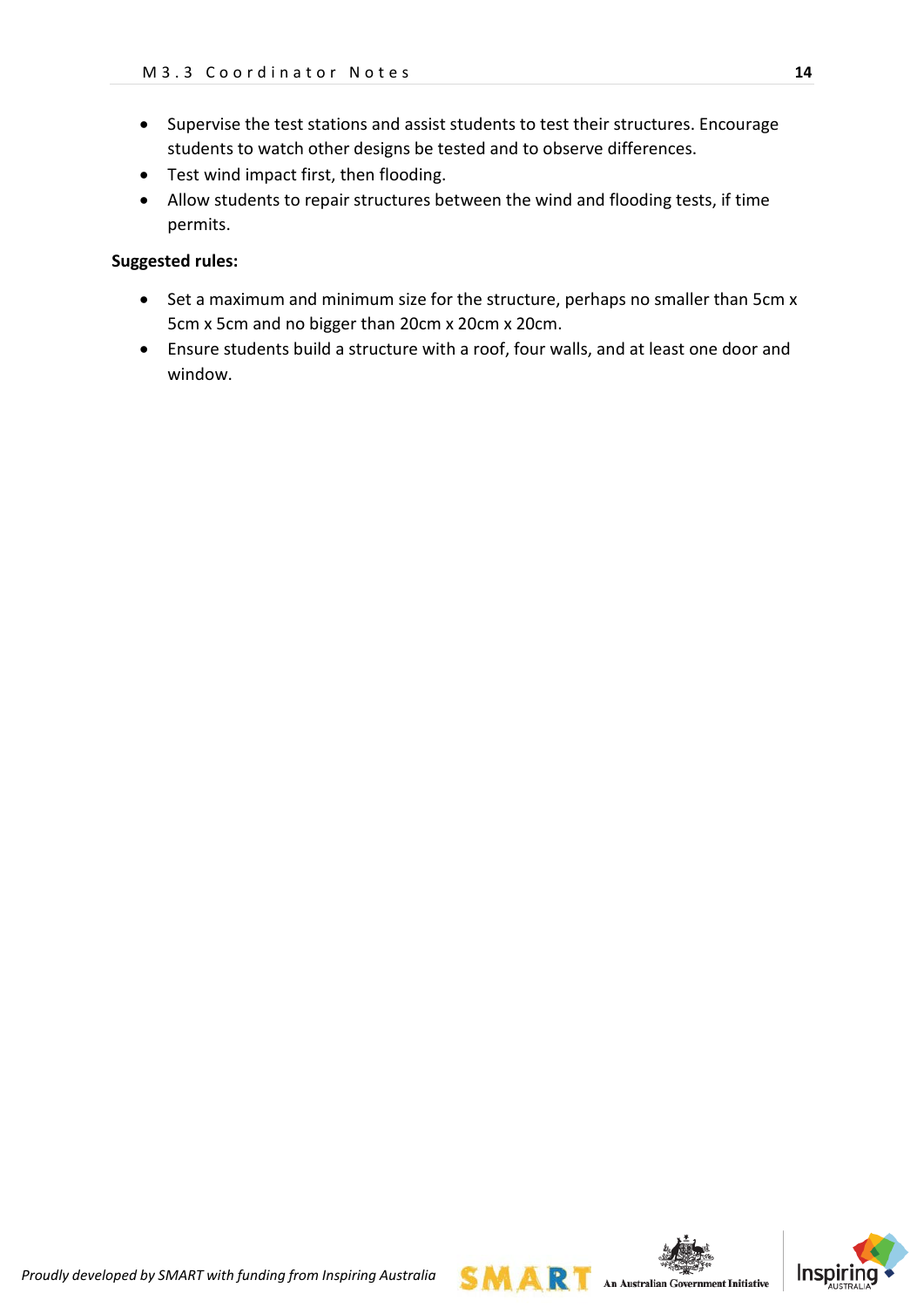- Supervise the test stations and assist students to test their structures. Encourage students to watch other designs be tested and to observe differences.
- Test wind impact first, then flooding.
- Allow students to repair structures between the wind and flooding tests, if time permits.

**Suggested rules:**

- Set a maximum and minimum size for the structure, perhaps no smaller than 5cm x 5cm x 5cm and no bigger than 20cm x 20cm x 20cm.
- Ensure students build a structure with a roof, four walls, and at least one door and window.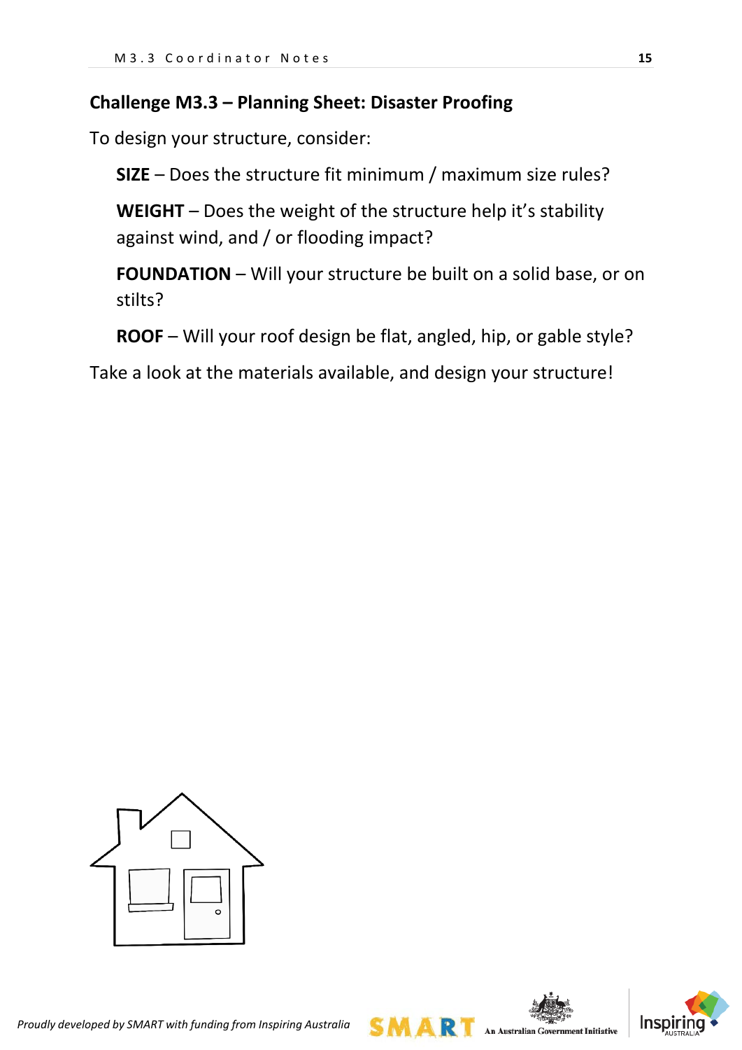## Challenge M3.3 – Planning Sheet: Disaster Proofing

To design your structure, consider:

**SIZE** – Does the structure fit minimum / maximum size rules?

**WEIGHT** – Does the weight of the structure help it's stability against wind, and / or flooding impact?

**FOUNDATION** – Will your structure be built on a solid base, or on stilts?

**ROOF** – Will your roof design be flat, angled, hip, or gable style?

Take a look at the materials available, and design your structure!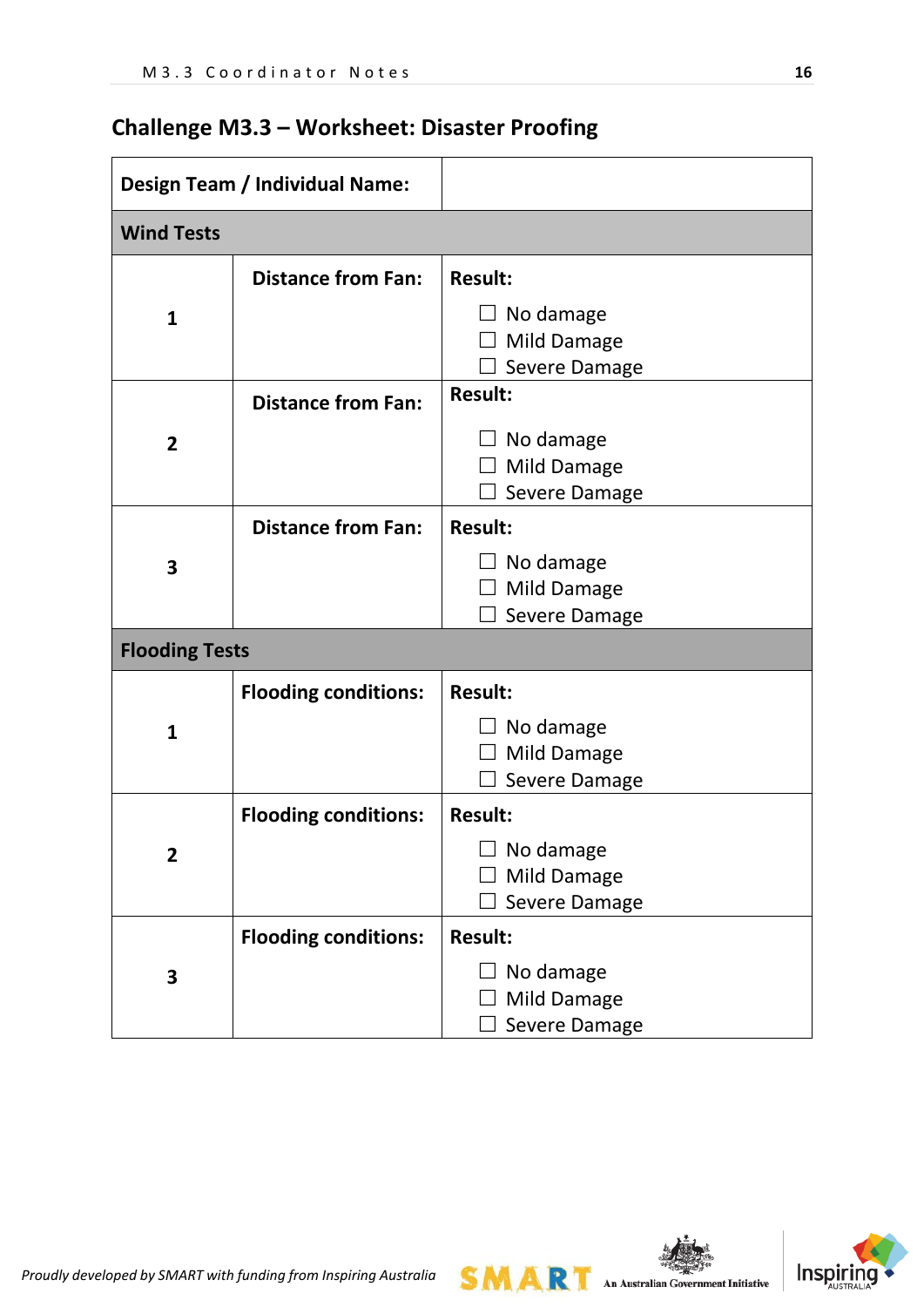## Challenge M3.3 – Worksheet: Disaster Proofing

| **Design Team / Individual Name:** | | |
|---|---|---|
| **Wind Tests** | | |
| **1** | **Distance from Fan:** | **Result:**<br>☐ No damage<br>☐ Mild Damage<br>☐ Severe Damage |
| **2** | **Distance from Fan:** | **Result:**<br>☐ No damage<br>☐ Mild Damage<br>☐ Severe Damage |
| **3** | **Distance from Fan:** | **Result:**<br>☐ No damage<br>☐ Mild Damage<br>☐ Severe Damage |
| **Flooding Tests** | | |
| **1** | **Flooding conditions:** | **Result:**<br>☐ No damage<br>☐ Mild Damage<br>☐ Severe Damage |
| **2** | **Flooding conditions:** | **Result:**<br>☐ No damage<br>☐ Mild Damage<br>☐ Severe Damage |
| **3** | **Flooding conditions:** | **Result:**<br>☐ No damage<br>☐ Mild Damage<br>☐ Severe Damage |

*Proudly developed by SMART with funding from Inspiring Australia*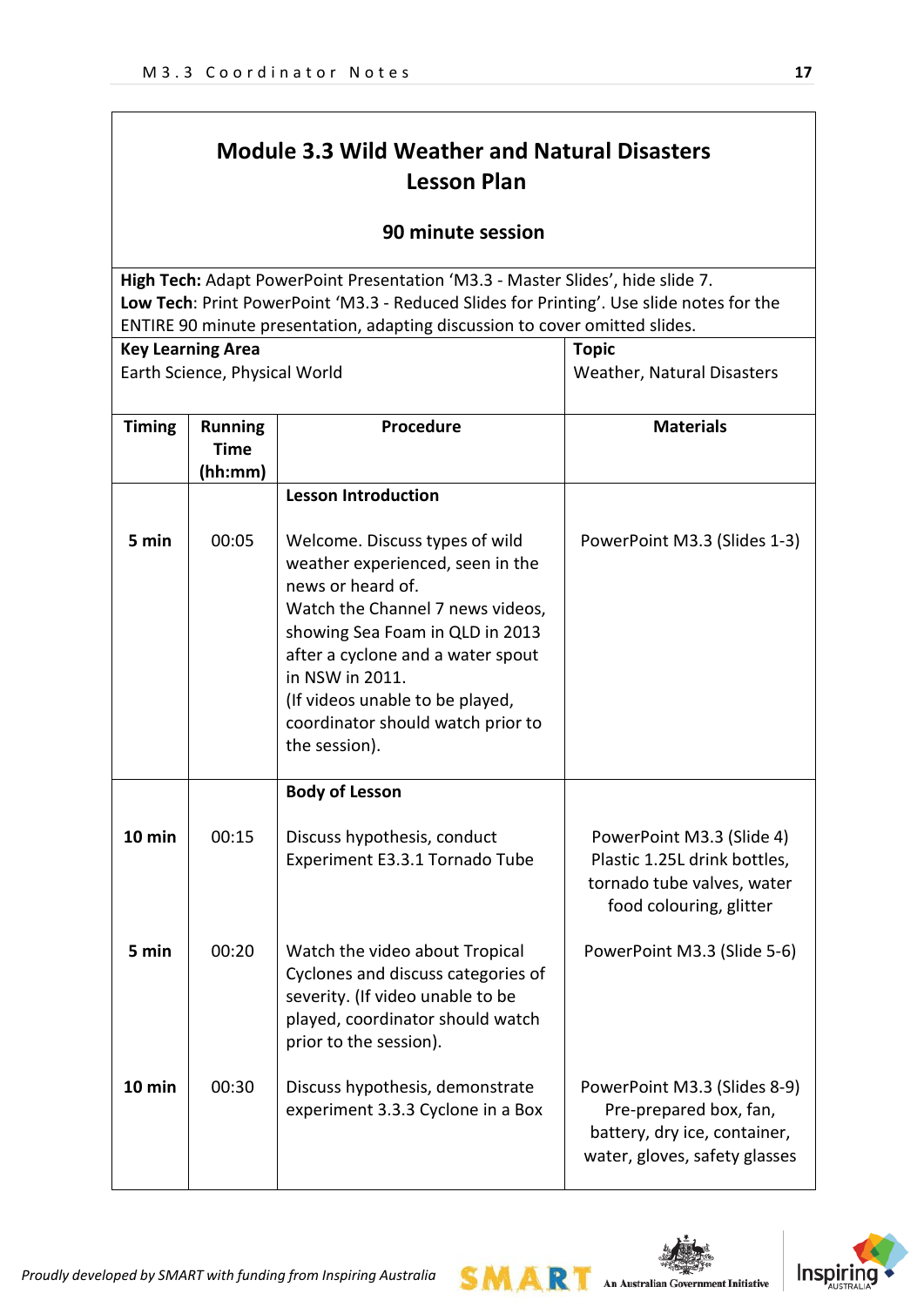# Module 3.3 Wild Weather and Natural Disasters Lesson Plan

**90 minute session**

**High Tech:** Adapt PowerPoint Presentation 'M3.3 - Master Slides', hide slide 7.
**Low Tech**: Print PowerPoint 'M3.3 - Reduced Slides for Printing'. Use slide notes for the ENTIRE 90 minute presentation, adapting discussion to cover omitted slides.

| **Key Learning Area** | **Topic** |
|---|---|
| Earth Science, Physical World | Weather, Natural Disasters |

| Timing | Running Time (hh:mm) | Procedure | Materials |
|---|---|---|---|
| | | **Lesson Introduction** | |
| **5 min** | 00:05 | Welcome. Discuss types of wild weather experienced, seen in the news or heard of. Watch the Channel 7 news videos, showing Sea Foam in QLD in 2013 after a cyclone and a water spout in NSW in 2011. (If videos unable to be played, coordinator should watch prior to the session). | PowerPoint M3.3 (Slides 1-3) |
| | | **Body of Lesson** | |
| **10 min** | 00:15 | Discuss hypothesis, conduct Experiment E3.3.1 Tornado Tube | PowerPoint M3.3 (Slide 4) Plastic 1.25L drink bottles, tornado tube valves, water food colouring, glitter |
| **5 min** | 00:20 | Watch the video about Tropical Cyclones and discuss categories of severity. (If video unable to be played, coordinator should watch prior to the session). | PowerPoint M3.3 (Slide 5-6) |
| **10 min** | 00:30 | Discuss hypothesis, demonstrate experiment 3.3.3 Cyclone in a Box | PowerPoint M3.3 (Slides 8-9) Pre-prepared box, fan, battery, dry ice, container, water, gloves, safety glasses |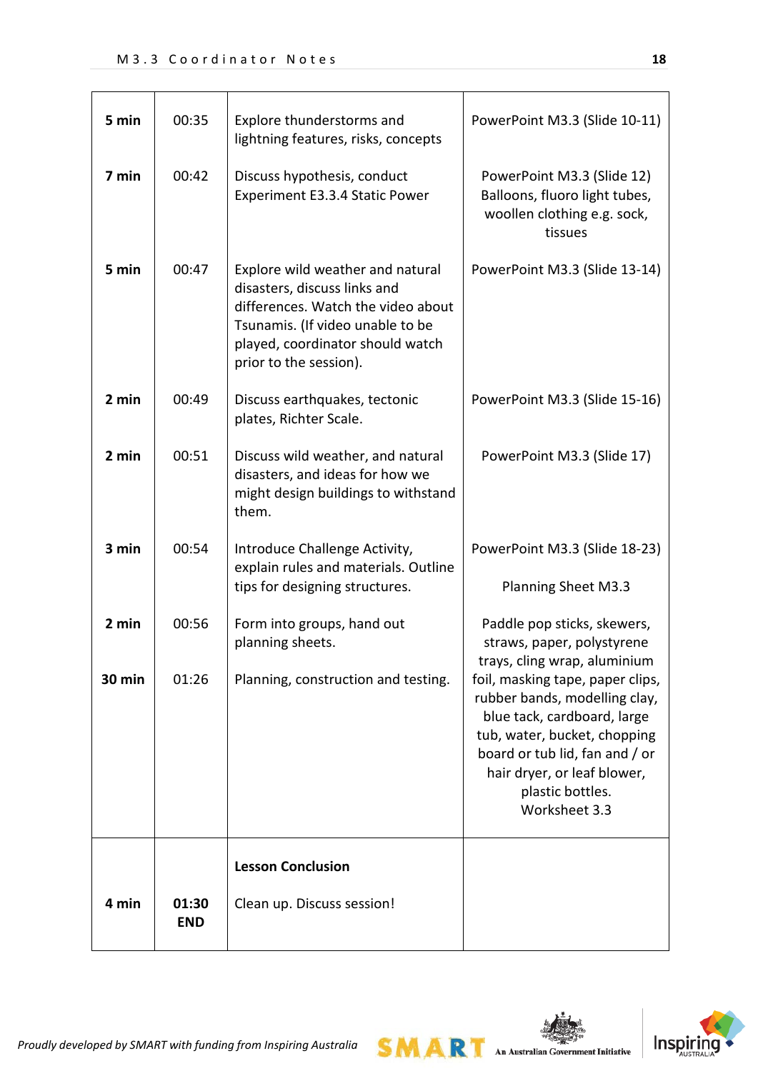| | | | |
|---|---|---|---|
| **5 min** | 00:35 | Explore thunderstorms and lightning features, risks, concepts | PowerPoint M3.3 (Slide 10-11) |
| **7 min** | 00:42 | Discuss hypothesis, conduct Experiment E3.3.4 Static Power | PowerPoint M3.3 (Slide 12) Balloons, fluoro light tubes, woollen clothing e.g. sock, tissues |
| **5 min** | 00:47 | Explore wild weather and natural disasters, discuss links and differences. Watch the video about Tsunamis. (If video unable to be played, coordinator should watch prior to the session). | PowerPoint M3.3 (Slide 13-14) |
| **2 min** | 00:49 | Discuss earthquakes, tectonic plates, Richter Scale. | PowerPoint M3.3 (Slide 15-16) |
| **2 min** | 00:51 | Discuss wild weather, and natural disasters, and ideas for how we might design buildings to withstand them. | PowerPoint M3.3 (Slide 17) |
| **3 min** | 00:54 | Introduce Challenge Activity, explain rules and materials. Outline tips for designing structures. | PowerPoint M3.3 (Slide 18-23) Planning Sheet M3.3 |
| **2 min** | 00:56 | Form into groups, hand out planning sheets. | Paddle pop sticks, skewers, straws, paper, polystyrene trays, cling wrap, aluminium foil, masking tape, paper clips, rubber bands, modelling clay, blue tack, cardboard, large tub, water, bucket, chopping board or tub lid, fan and / or hair dryer, or leaf blower, plastic bottles. Worksheet 3.3 |
| **30 min** | 01:26 | Planning, construction and testing. | |
| | | **Lesson Conclusion** | |
| **4 min** | **01:30 END** | Clean up. Discuss session! | |

*Proudly developed by SMART with funding from Inspiring Australia*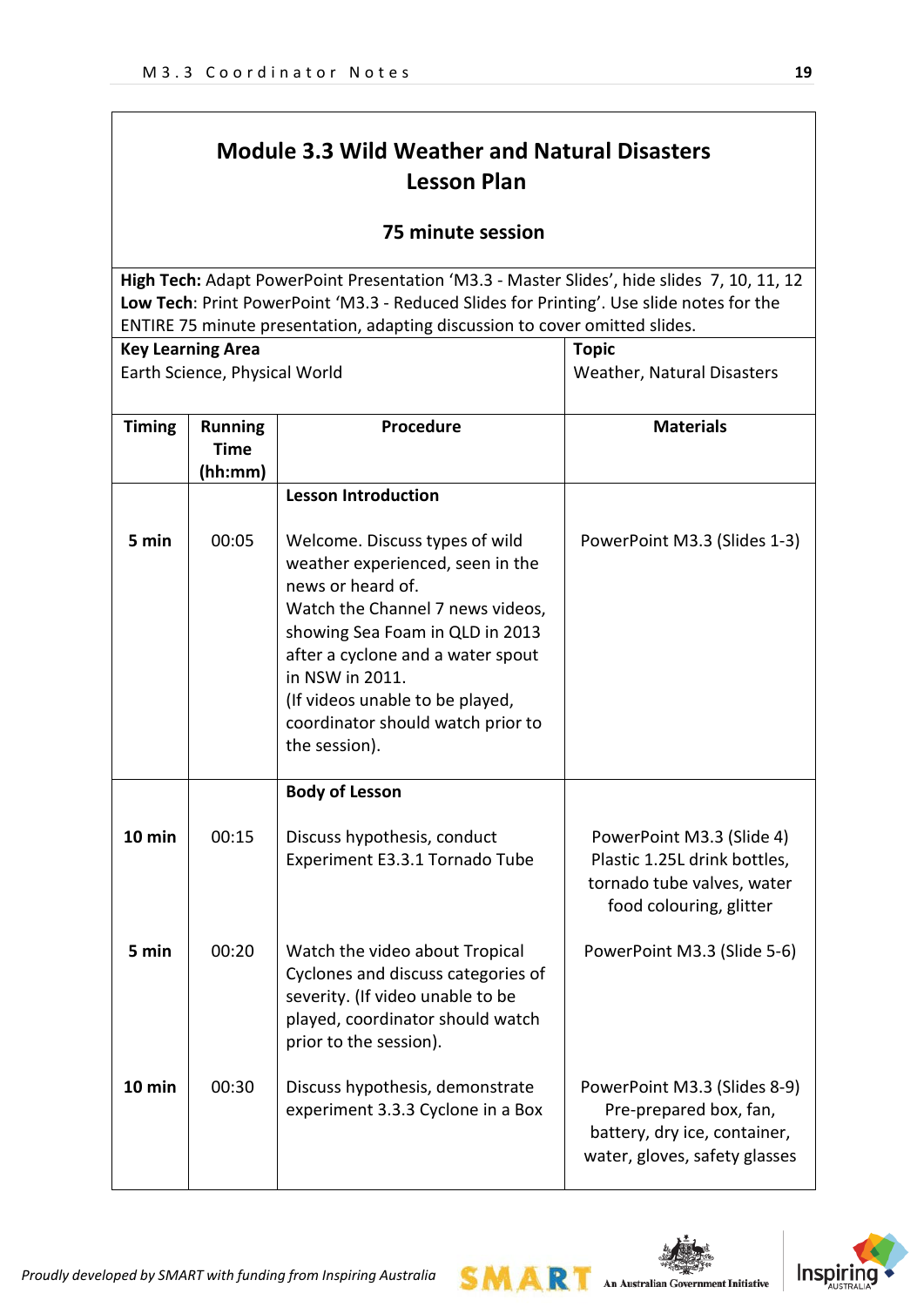# Module 3.3 Wild Weather and Natural Disasters Lesson Plan

**75 minute session**

**High Tech:** Adapt PowerPoint Presentation 'M3.3 - Master Slides', hide slides 7, 10, 11, 12
**Low Tech**: Print PowerPoint 'M3.3 - Reduced Slides for Printing'. Use slide notes for the ENTIRE 75 minute presentation, adapting discussion to cover omitted slides.

| **Key Learning Area** | **Topic** |
|---|---|
| Earth Science, Physical World | Weather, Natural Disasters |

| Timing | Running Time (hh:mm) | Procedure | Materials |
|---|---|---|---|
| | | **Lesson Introduction** | |
| **5 min** | 00:05 | Welcome. Discuss types of wild weather experienced, seen in the news or heard of. Watch the Channel 7 news videos, showing Sea Foam in QLD in 2013 after a cyclone and a water spout in NSW in 2011. (If videos unable to be played, coordinator should watch prior to the session). | PowerPoint M3.3 (Slides 1-3) |
| | | **Body of Lesson** | |
| **10 min** | 00:15 | Discuss hypothesis, conduct Experiment E3.3.1 Tornado Tube | PowerPoint M3.3 (Slide 4) Plastic 1.25L drink bottles, tornado tube valves, water food colouring, glitter |
| **5 min** | 00:20 | Watch the video about Tropical Cyclones and discuss categories of severity. (If video unable to be played, coordinator should watch prior to the session). | PowerPoint M3.3 (Slide 5-6) |
| **10 min** | 00:30 | Discuss hypothesis, demonstrate experiment 3.3.3 Cyclone in a Box | PowerPoint M3.3 (Slides 8-9) Pre-prepared box, fan, battery, dry ice, container, water, gloves, safety glasses |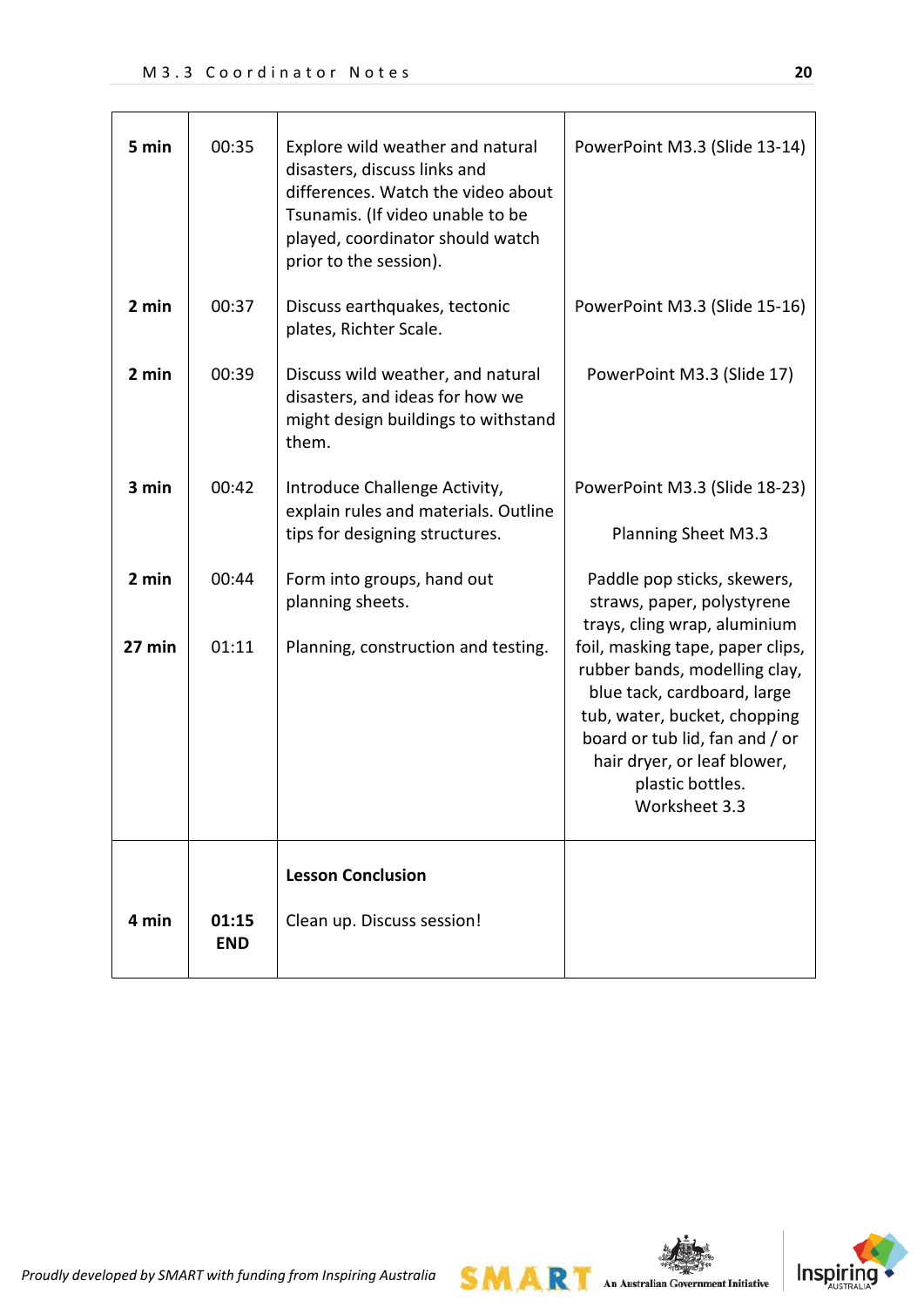| | | | |
|---|---|---|---|
| **5 min** | 00:35 | Explore wild weather and natural disasters, discuss links and differences. Watch the video about Tsunamis. (If video unable to be played, coordinator should watch prior to the session). | PowerPoint M3.3 (Slide 13-14) |
| **2 min** | 00:37 | Discuss earthquakes, tectonic plates, Richter Scale. | PowerPoint M3.3 (Slide 15-16) |
| **2 min** | 00:39 | Discuss wild weather, and natural disasters, and ideas for how we might design buildings to withstand them. | PowerPoint M3.3 (Slide 17) |
| **3 min** | 00:42 | Introduce Challenge Activity, explain rules and materials. Outline tips for designing structures. | PowerPoint M3.3 (Slide 18-23)<br><br>Planning Sheet M3.3 |
| **2 min** | 00:44 | Form into groups, hand out planning sheets. | Paddle pop sticks, skewers, straws, paper, polystyrene trays, cling wrap, aluminium foil, masking tape, paper clips, rubber bands, modelling clay, blue tack, cardboard, large tub, water, bucket, chopping board or tub lid, fan and / or hair dryer, or leaf blower, plastic bottles. Worksheet 3.3 |
| **27 min** | 01:11 | Planning, construction and testing. | |
| | | **Lesson Conclusion** | |
| **4 min** | **01:15 END** | Clean up. Discuss session! | |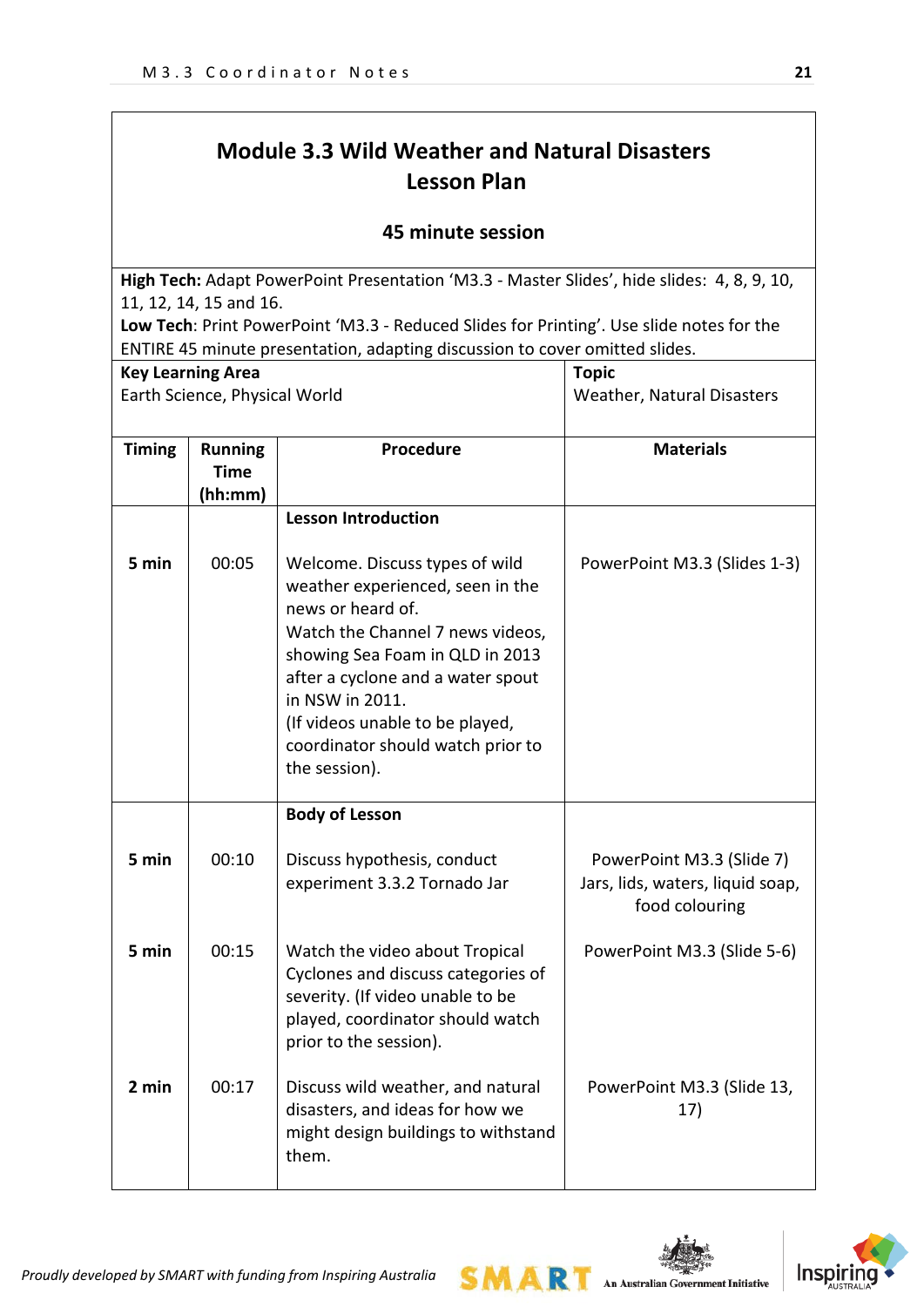# Module 3.3 Wild Weather and Natural Disasters Lesson Plan

### 45 minute session

**High Tech:** Adapt PowerPoint Presentation 'M3.3 - Master Slides', hide slides: 4, 8, 9, 10, 11, 12, 14, 15 and 16.
**Low Tech**: Print PowerPoint 'M3.3 - Reduced Slides for Printing'. Use slide notes for the ENTIRE 45 minute presentation, adapting discussion to cover omitted slides.

| **Key Learning Area** | **Topic** |
|---|---|
| Earth Science, Physical World | Weather, Natural Disasters |

| Timing | Running Time (hh:mm) | Procedure | Materials |
|---|---|---|---|
| | | **Lesson Introduction** | |
| 5 min | 00:05 | Welcome. Discuss types of wild weather experienced, seen in the news or heard of. Watch the Channel 7 news videos, showing Sea Foam in QLD in 2013 after a cyclone and a water spout in NSW in 2011. (If videos unable to be played, coordinator should watch prior to the session). | PowerPoint M3.3 (Slides 1-3) |
| | | **Body of Lesson** | |
| 5 min | 00:10 | Discuss hypothesis, conduct experiment 3.3.2 Tornado Jar | PowerPoint M3.3 (Slide 7) Jars, lids, waters, liquid soap, food colouring |
| 5 min | 00:15 | Watch the video about Tropical Cyclones and discuss categories of severity. (If video unable to be played, coordinator should watch prior to the session). | PowerPoint M3.3 (Slide 5-6) |
| 2 min | 00:17 | Discuss wild weather, and natural disasters, and ideas for how we might design buildings to withstand them. | PowerPoint M3.3 (Slide 13, 17) |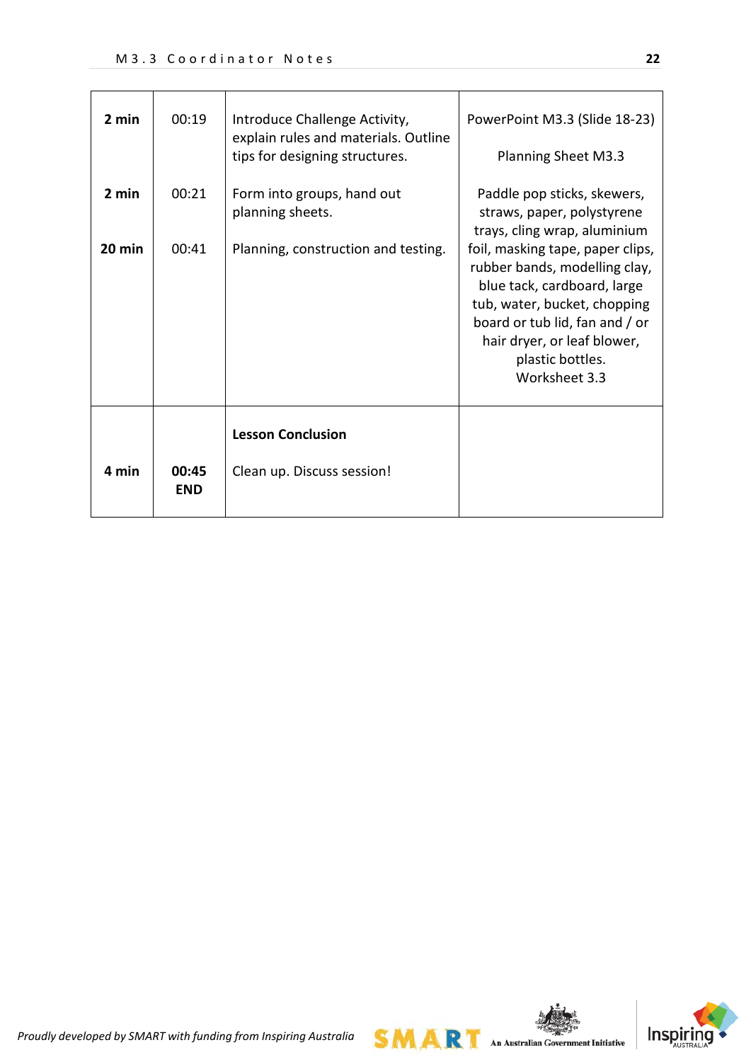| | | | |
|---|---|---|---|
| **2 min** | 00:19 | Introduce Challenge Activity, explain rules and materials. Outline tips for designing structures. | PowerPoint M3.3 (Slide 18-23)<br><br>Planning Sheet M3.3 |
| **2 min** | 00:21 | Form into groups, hand out planning sheets. | Paddle pop sticks, skewers, straws, paper, polystyrene trays, cling wrap, aluminium foil, masking tape, paper clips, rubber bands, modelling clay, blue tack, cardboard, large tub, water, bucket, chopping board or tub lid, fan and / or hair dryer, or leaf blower, plastic bottles.<br>Worksheet 3.3 |
| **20 min** | 00:41 | Planning, construction and testing. | |
| | | **Lesson Conclusion** | |
| **4 min** | **00:45 END** | Clean up. Discuss session! | |

*Proudly developed by SMART with funding from Inspiring Australia*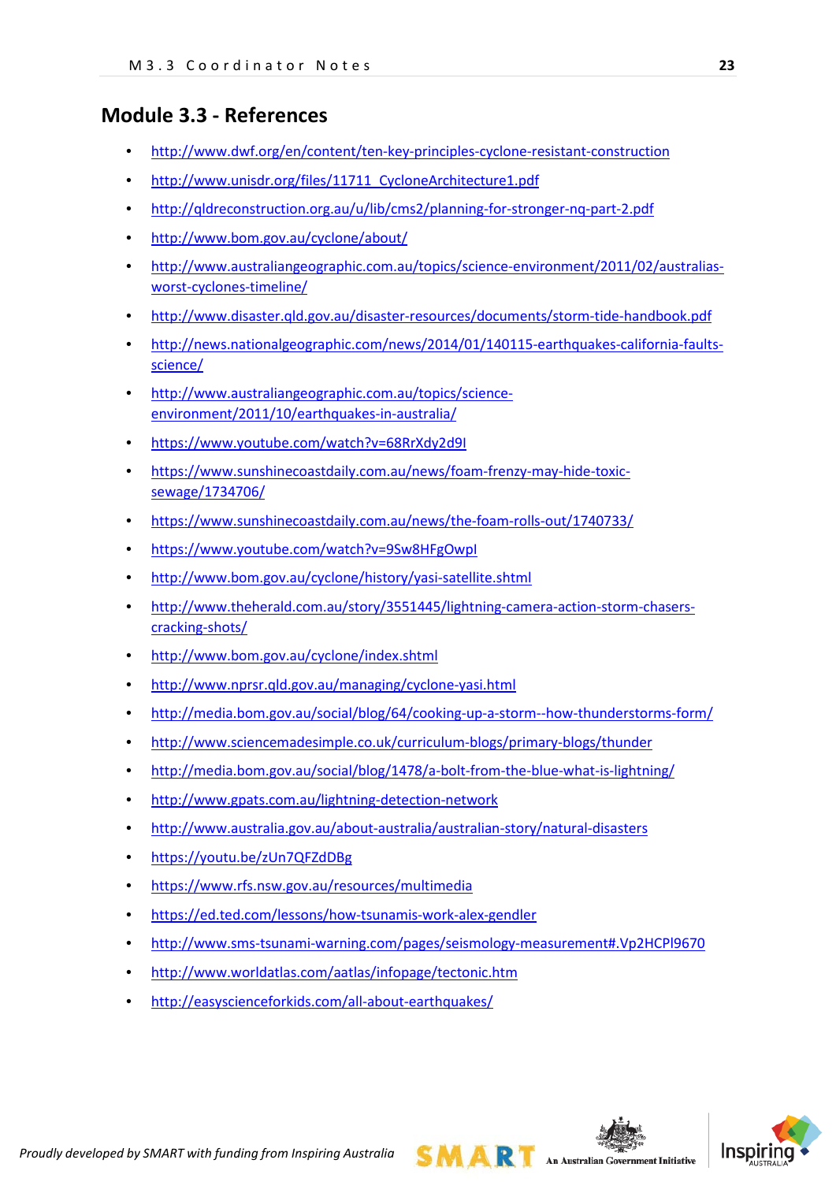## Module 3.3 - References

- http://www.dwf.org/en/content/ten-key-principles-cyclone-resistant-construction
- http://www.unisdr.org/files/11711_CycloneArchitecture1.pdf
- http://qldreconstruction.org.au/u/lib/cms2/planning-for-stronger-nq-part-2.pdf
- http://www.bom.gov.au/cyclone/about/
- http://www.australiangeographic.com.au/topics/science-environment/2011/02/australias-worst-cyclones-timeline/
- http://www.disaster.qld.gov.au/disaster-resources/documents/storm-tide-handbook.pdf
- http://news.nationalgeographic.com/news/2014/01/140115-earthquakes-california-faults-science/
- http://www.australiangeographic.com.au/topics/science-environment/2011/10/earthquakes-in-australia/
- https://www.youtube.com/watch?v=68RrXdy2d9I
- https://www.sunshinecoastdaily.com.au/news/foam-frenzy-may-hide-toxic-sewage/1734706/
- https://www.sunshinecoastdaily.com.au/news/the-foam-rolls-out/1740733/
- https://www.youtube.com/watch?v=9Sw8HFgOwpI
- http://www.bom.gov.au/cyclone/history/yasi-satellite.shtml
- http://www.theherald.com.au/story/3551445/lightning-camera-action-storm-chasers-cracking-shots/
- http://www.bom.gov.au/cyclone/index.shtml
- http://www.nprsr.qld.gov.au/managing/cyclone-yasi.html
- http://media.bom.gov.au/social/blog/64/cooking-up-a-storm--how-thunderstorms-form/
- http://www.sciencemadesimple.co.uk/curriculum-blogs/primary-blogs/thunder
- http://media.bom.gov.au/social/blog/1478/a-bolt-from-the-blue-what-is-lightning/
- http://www.gpats.com.au/lightning-detection-network
- http://www.australia.gov.au/about-australia/australian-story/natural-disasters
- https://youtu.be/zUn7QFZdDBg
- https://www.rfs.nsw.gov.au/resources/multimedia
- https://ed.ted.com/lessons/how-tsunamis-work-alex-gendler
- http://www.sms-tsunami-warning.com/pages/seismology-measurement#.Vp2HCPl9670
- http://www.worldatlas.com/aatlas/infopage/tectonic.htm
- http://easyscienceforkids.com/all-about-earthquakes/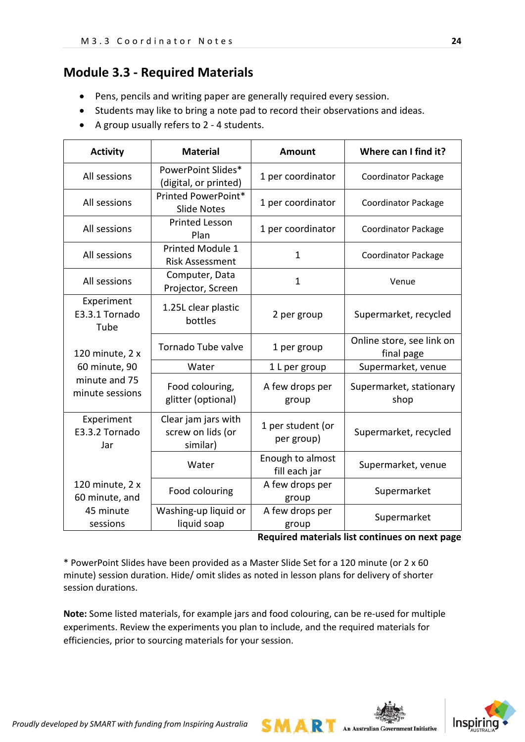## Module 3.3 - Required Materials

- Pens, pencils and writing paper are generally required every session.
- Students may like to bring a note pad to record their observations and ideas.
- A group usually refers to 2 - 4 students.

| Activity | Material | Amount | Where can I find it? |
|---|---|---|---|
| All sessions | PowerPoint Slides* (digital, or printed) | 1 per coordinator | Coordinator Package |
| All sessions | Printed PowerPoint* Slide Notes | 1 per coordinator | Coordinator Package |
| All sessions | Printed Lesson Plan | 1 per coordinator | Coordinator Package |
| All sessions | Printed Module 1 Risk Assessment | 1 | Coordinator Package |
| All sessions | Computer, Data Projector, Screen | 1 | Venue |
| Experiment E3.3.1 Tornado Tube<br><br>120 minute, 2 x 60 minute, 90 minute and 75 minute sessions | 1.25L clear plastic bottles | 2 per group | Supermarket, recycled |
| | Tornado Tube valve | 1 per group | Online store, see link on final page |
| | Water | 1 L per group | Supermarket, venue |
| | Food colouring, glitter (optional) | A few drops per group | Supermarket, stationary shop |
| Experiment E3.3.2 Tornado Jar<br><br>120 minute, 2 x 60 minute, and 45 minute sessions | Clear jam jars with screw on lids (or similar) | 1 per student (or per group) | Supermarket, recycled |
| | Water | Enough to almost fill each jar | Supermarket, venue |
| | Food colouring | A few drops per group | Supermarket |
| | Washing-up liquid or liquid soap | A few drops per group | Supermarket |

**Required materials list continues on next page**

* PowerPoint Slides have been provided as a Master Slide Set for a 120 minute (or 2 x 60 minute) session duration. Hide/ omit slides as noted in lesson plans for delivery of shorter session durations.

**Note:** Some listed materials, for example jars and food colouring, can be re-used for multiple experiments. Review the experiments you plan to include, and the required materials for efficiencies, prior to sourcing materials for your session.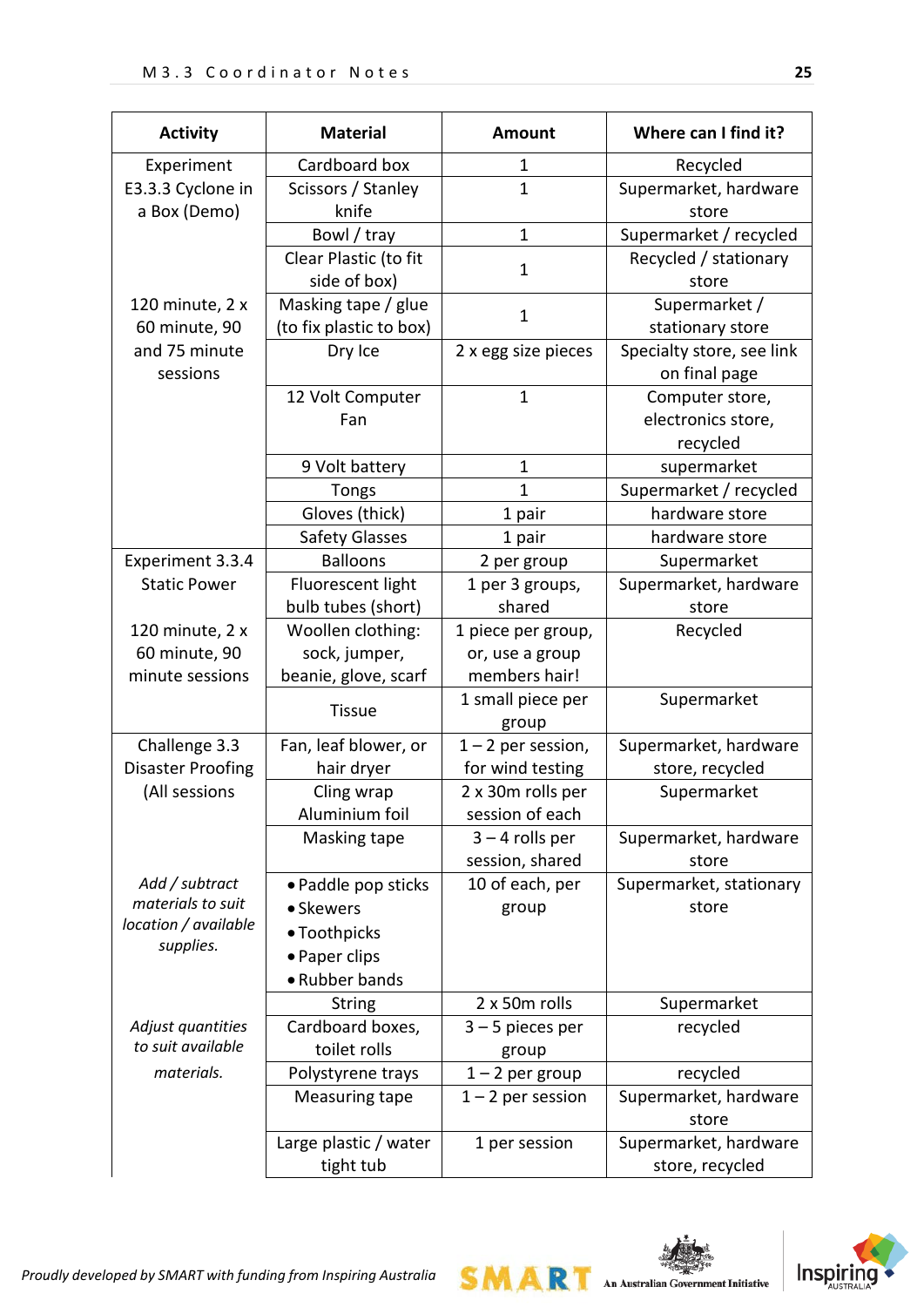| Activity | Material | Amount | Where can I find it? |
|---|---|---|---|
| Experiment E3.3.3 Cyclone in a Box (Demo) | Cardboard box | 1 | Recycled |
| | Scissors / Stanley knife | 1 | Supermarket, hardware store |
| | Bowl / tray | 1 | Supermarket / recycled |
| | Clear Plastic (to fit side of box) | 1 | Recycled / stationary store |
| 120 minute, 2 x 60 minute, 90 and 75 minute sessions | Masking tape / glue (to fix plastic to box) | 1 | Supermarket / stationary store |
| | Dry Ice | 2 x egg size pieces | Specialty store, see link on final page |
| | 12 Volt Computer Fan | 1 | Computer store, electronics store, recycled |
| | 9 Volt battery | 1 | supermarket |
| | Tongs | 1 | Supermarket / recycled |
| | Gloves (thick) | 1 pair | hardware store |
| | Safety Glasses | 1 pair | hardware store |
| Experiment 3.3.4 Static Power | Balloons | 2 per group | Supermarket |
| | Fluorescent light bulb tubes (short) | 1 per 3 groups, shared | Supermarket, hardware store |
| 120 minute, 2 x 60 minute, 90 minute sessions | Woollen clothing: sock, jumper, beanie, glove, scarf | 1 piece per group, or, use a group members hair! | Recycled |
| | Tissue | 1 small piece per group | Supermarket |
| Challenge 3.3 Disaster Proofing (All sessions | Fan, leaf blower, or hair dryer | 1 – 2 per session, for wind testing | Supermarket, hardware store, recycled |
| | Cling wrap Aluminium foil | 2 x 30m rolls per session of each | Supermarket |
| | Masking tape | 3 – 4 rolls per session, shared | Supermarket, hardware store |
| *Add / subtract materials to suit location / available supplies.* | • Paddle pop sticks<br>• Skewers<br>• Toothpicks<br>• Paper clips<br>• Rubber bands | 10 of each, per group | Supermarket, stationary store |
| | String | 2 x 50m rolls | Supermarket |
| *Adjust quantities to suit available materials.* | Cardboard boxes, toilet rolls | 3 – 5 pieces per group | recycled |
| | Polystyrene trays | 1 – 2 per group | recycled |
| | Measuring tape | 1 – 2 per session | Supermarket, hardware store |
| | Large plastic / water tight tub | 1 per session | Supermarket, hardware store, recycled |

*Proudly developed by SMART with funding from Inspiring Australia*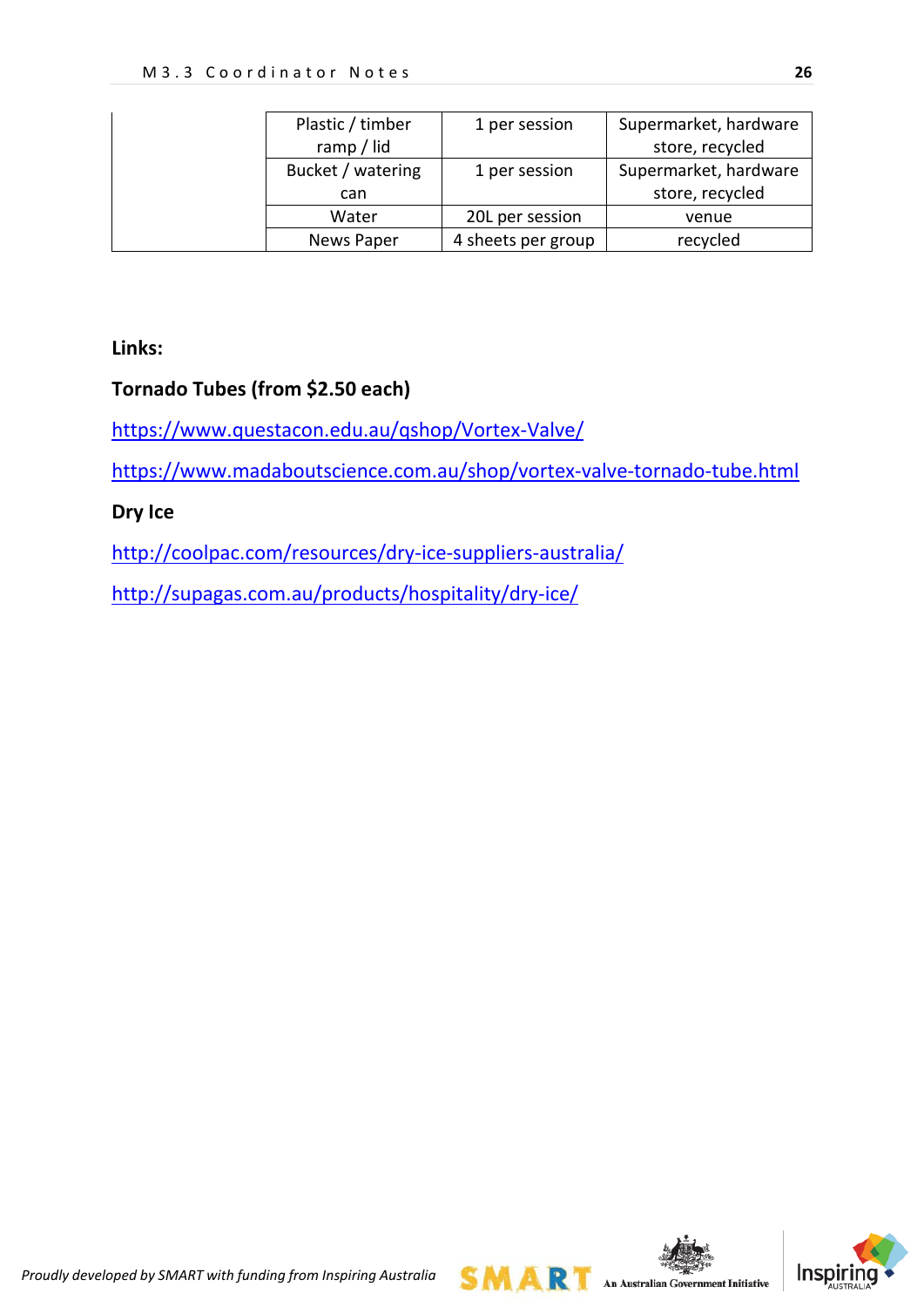| | | | |
|---|---|---|---|
| | Plastic / timber ramp / lid | 1 per session | Supermarket, hardware store, recycled |
| | Bucket / watering can | 1 per session | Supermarket, hardware store, recycled |
| | Water | 20L per session | venue |
| | News Paper | 4 sheets per group | recycled |

**Links:**

**Tornado Tubes (from $2.50 each)**

https://www.questacon.edu.au/qshop/Vortex-Valve/

https://www.madaboutscience.com.au/shop/vortex-valve-tornado-tube.html

**Dry Ice**

http://coolpac.com/resources/dry-ice-suppliers-australia/

http://supagas.com.au/products/hospitality/dry-ice/

*Proudly developed by SMART with funding from Inspiring Australia*